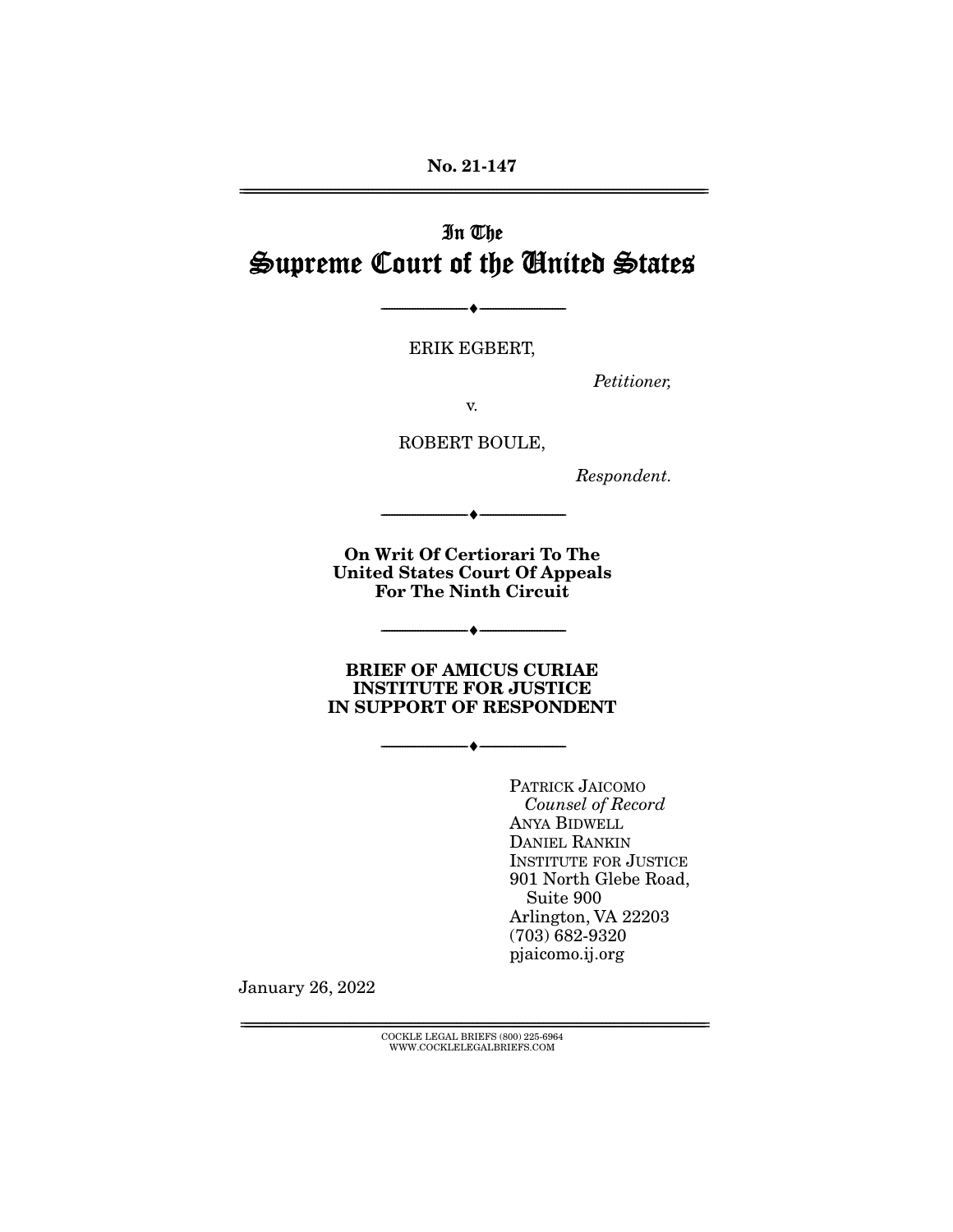No. 21-147

# In The
# Supreme Court of the United States

---

ERIK EGBERT,

*Petitioner,*

v.

ROBERT BOULE,

*Respondent.*

---

**On Writ Of Certiorari To The United States Court Of Appeals For The Ninth Circuit**

---

**BRIEF OF AMICUS CURIAE INSTITUTE FOR JUSTICE IN SUPPORT OF RESPONDENT**

---

PATRICK JAICOMO
*Counsel of Record*
ANYA BIDWELL
DANIEL RANKIN
INSTITUTE FOR JUSTICE
901 North Glebe Road,
Suite 900
Arlington, VA 22203
(703) 682-9320
pjaicomo.ij.org

January 26, 2022

COCKLE LEGAL BRIEFS (800) 225-6964
WWW.COCKLELEGALBRIEFS.COM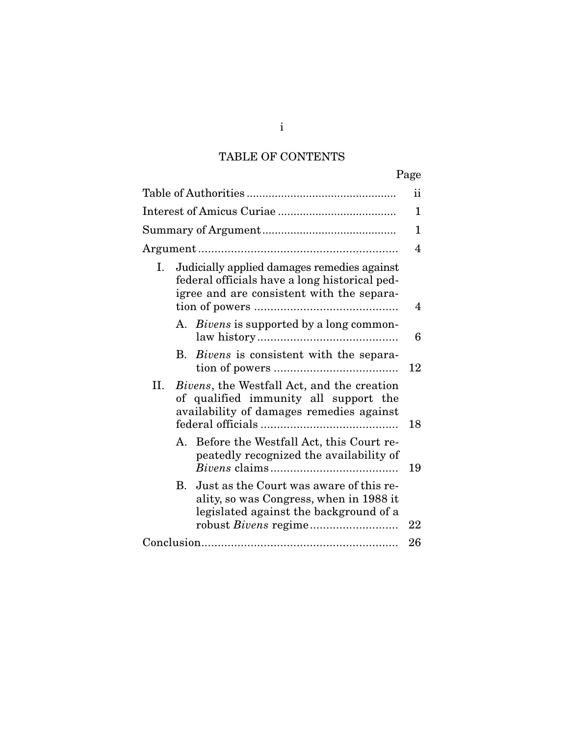# TABLE OF CONTENTS

| | Page |
|---|---|
| Table of Authorities | ii |
| Interest of Amicus Curiae | 1 |
| Summary of Argument | 1 |
| Argument | 4 |
| I. Judicially applied damages remedies against federal officials have a long historical pedigree and are consistent with the separation of powers | 4 |
| A. *Bivens* is supported by a long common-law history | 6 |
| B. *Bivens* is consistent with the separation of powers | 12 |
| II. *Bivens*, the Westfall Act, and the creation of qualified immunity all support the availability of damages remedies against federal officials | 18 |
| A. Before the Westfall Act, this Court repeatedly recognized the availability of *Bivens* claims | 19 |
| B. Just as the Court was aware of this reality, so was Congress, when in 1988 it legislated against the background of a robust *Bivens* regime | 22 |
| Conclusion | 26 |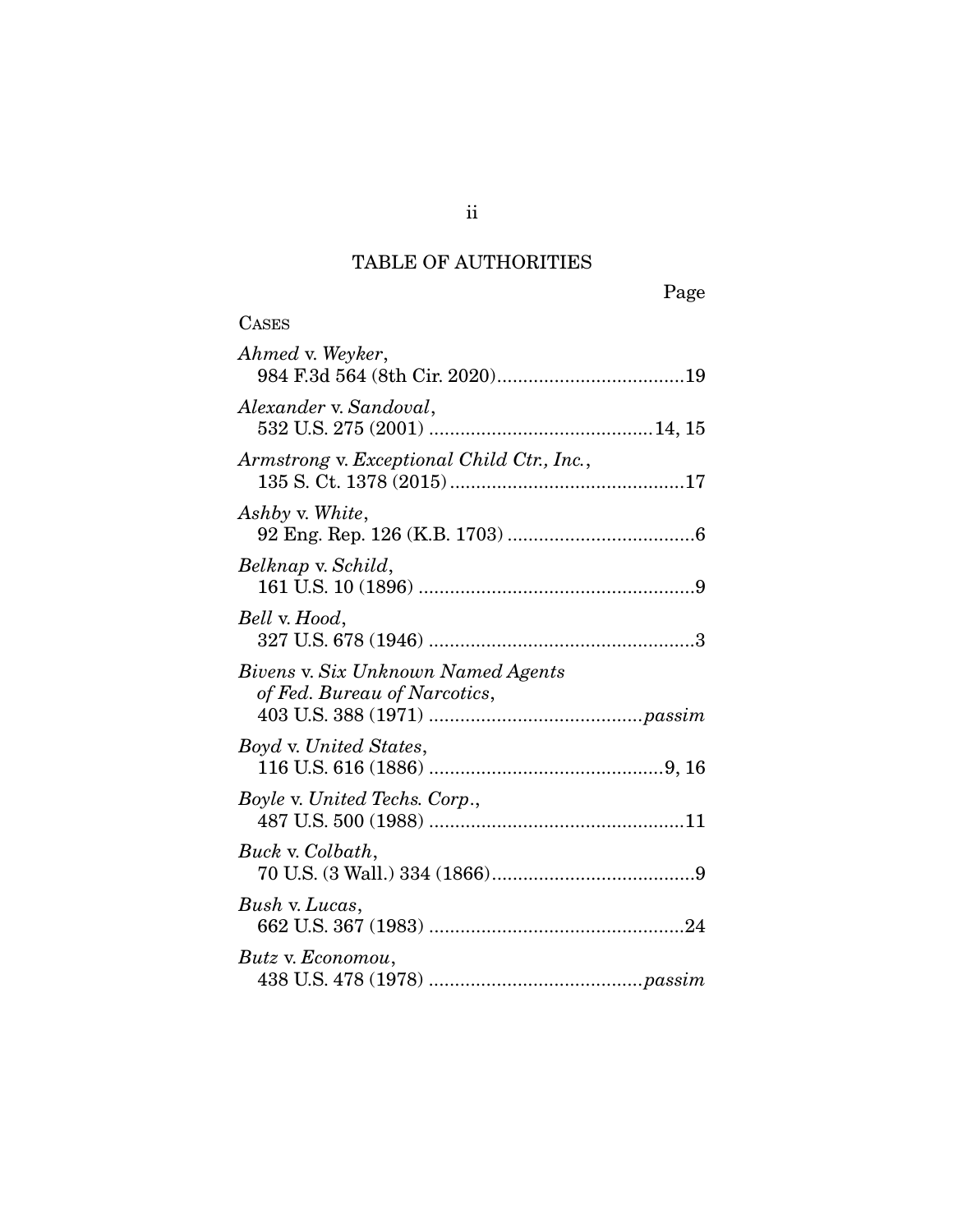# TABLE OF AUTHORITIES

Page

CASES

*Ahmed* v. *Weyker*,
984 F.3d 564 (8th Cir. 2020) .................................... 19

*Alexander* v. *Sandoval*,
532 U.S. 275 (2001) ........................................... 14, 15

*Armstrong* v. *Exceptional Child Ctr., Inc.*,
135 S. Ct. 1378 (2015) ............................................. 17

*Ashby* v. *White*,
92 Eng. Rep. 126 (K.B. 1703) .................................... 6

*Belknap* v. *Schild*,
161 U.S. 10 (1896) ..................................................... 9

*Bell* v. *Hood*,
327 U.S. 678 (1946) ................................................... 3

*Bivens* v. *Six Unknown Named Agents of Fed. Bureau of Narcotics*,
403 U.S. 388 (1971) ......................................... *passim*

*Boyd* v. *United States*,
116 U.S. 616 (1886) ............................................. 9, 16

*Boyle* v. *United Techs. Corp.*,
487 U.S. 500 (1988) ................................................. 11

*Buck* v. *Colbath*,
70 U.S. (3 Wall.) 334 (1866) ....................................... 9

*Bush* v. *Lucas*,
662 U.S. 367 (1983) ................................................. 24

*Butz* v. *Economou*,
438 U.S. 478 (1978) ......................................... *passim*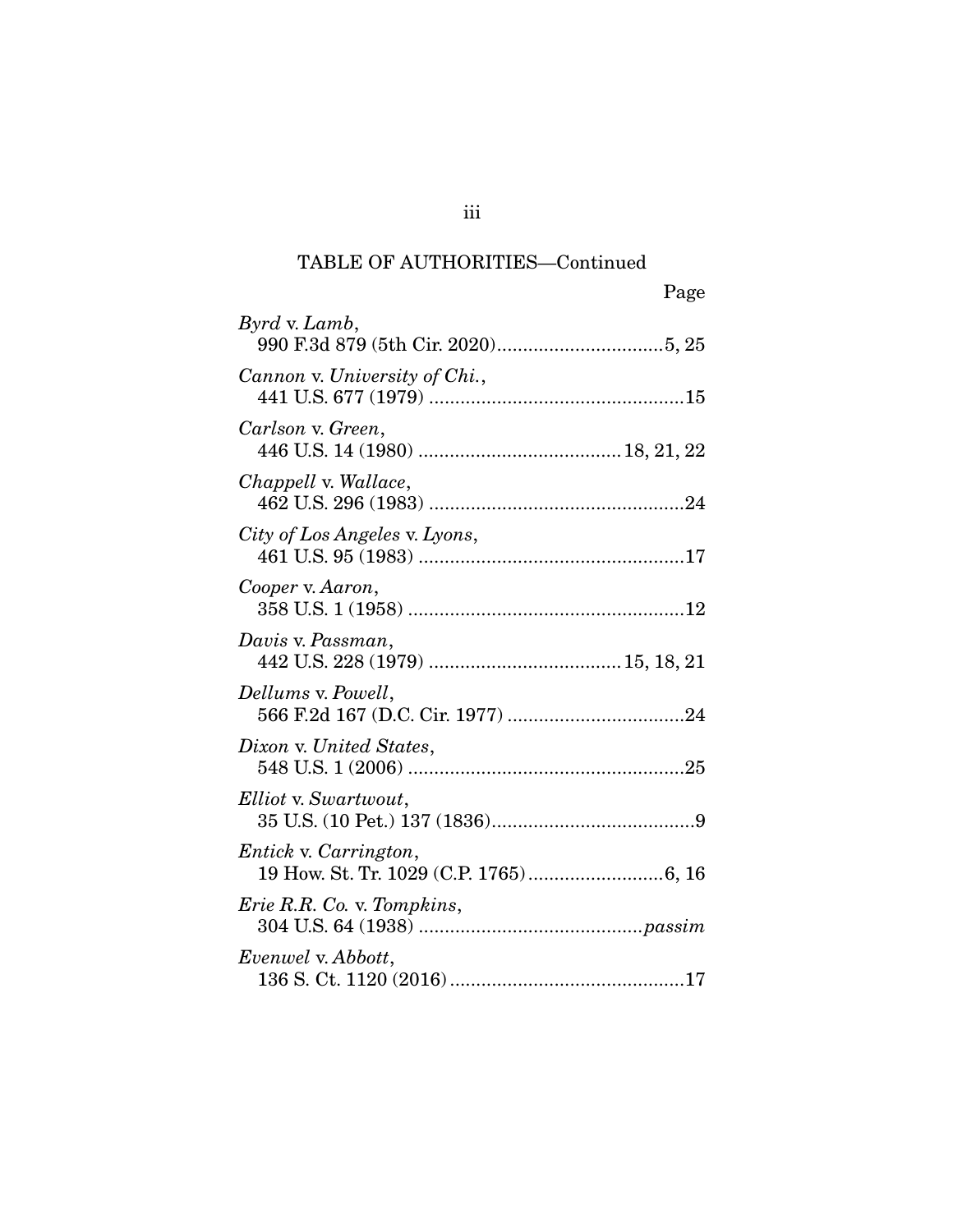TABLE OF AUTHORITIES—Continued

Page

*Byrd* v. *Lamb*,
990 F.3d 879 (5th Cir. 2020)................................5, 25

*Cannon* v. *University of Chi.*,
441 U.S. 677 (1979) .................................................15

*Carlson* v. *Green*,
446 U.S. 14 (1980) ....................................... 18, 21, 22

*Chappell* v. *Wallace*,
462 U.S. 296 (1983) .................................................24

*City of Los Angeles* v. *Lyons*,
461 U.S. 95 (1983) ...................................................17

*Cooper* v. *Aaron*,
358 U.S. 1 (1958) .....................................................12

*Davis* v. *Passman*,
442 U.S. 228 (1979) ..................................... 15, 18, 21

*Dellums* v. *Powell*,
566 F.2d 167 (D.C. Cir. 1977) ..................................24

*Dixon* v. *United States*,
548 U.S. 1 (2006) .....................................................25

*Elliot* v. *Swartwout*,
35 U.S. (10 Pet.) 137 (1836).......................................9

*Entick* v. *Carrington*,
19 How. St. Tr. 1029 (C.P. 1765)..........................6, 16

*Erie R.R. Co.* v. *Tompkins*,
304 U.S. 64 (1938) ...........................................*passim*

*Evenwel* v. *Abbott*,
136 S. Ct. 1120 (2016).............................................17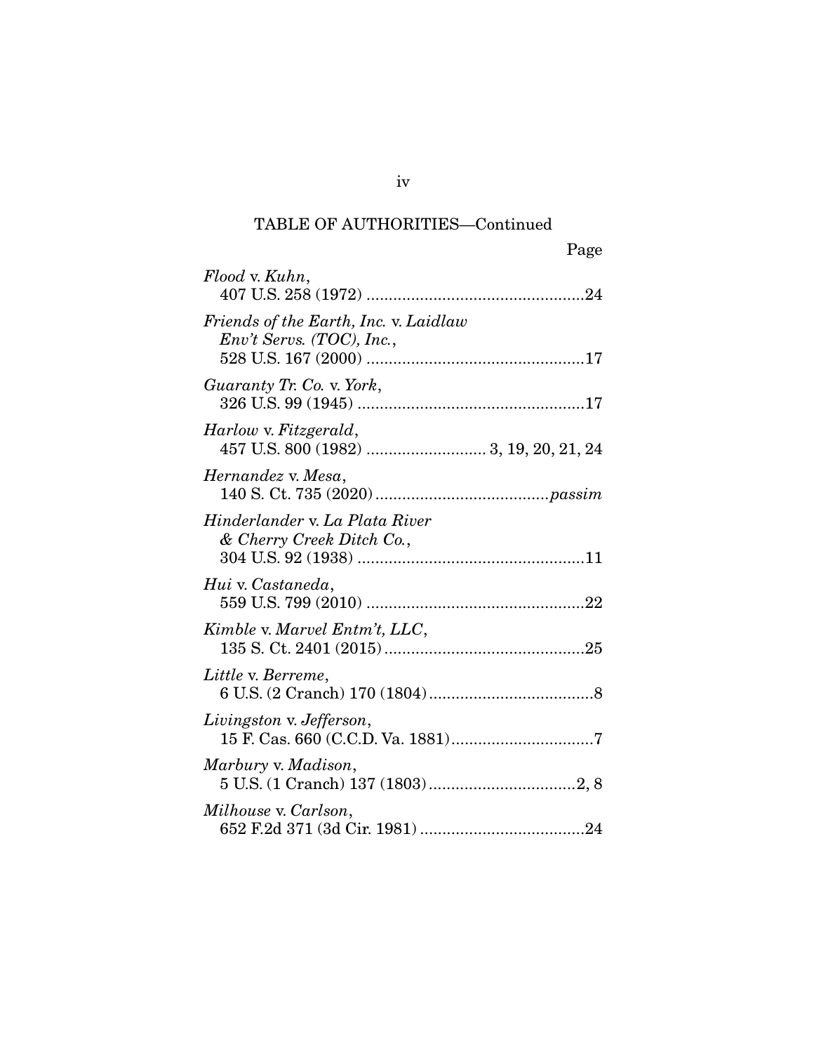TABLE OF AUTHORITIES—Continued

Page

*Flood* v. *Kuhn*,
407 U.S. 258 (1972) ................................................24

*Friends of the Earth, Inc.* v. *Laidlaw Env't Servs. (TOC), Inc.*,
528 U.S. 167 (2000) ................................................17

*Guaranty Tr. Co.* v. *York*,
326 U.S. 99 (1945) ..................................................17

*Harlow* v. *Fitzgerald*,
457 U.S. 800 (1982) .......................... 3, 19, 20, 21, 24

*Hernandez* v. *Mesa*,
140 S. Ct. 735 (2020) ......................................*passim*

*Hinderlander* v. *La Plata River & Cherry Creek Ditch Co.*,
304 U.S. 92 (1938) ..................................................11

*Hui* v. *Castaneda*,
559 U.S. 799 (2010) ................................................22

*Kimble* v. *Marvel Entm't, LLC*,
135 S. Ct. 2401 (2015) ............................................25

*Little* v. *Berreme*,
6 U.S. (2 Cranch) 170 (1804) ....................................8

*Livingston* v. *Jefferson*,
15 F. Cas. 660 (C.C.D. Va. 1881) ...............................7

*Marbury* v. *Madison*,
5 U.S. (1 Cranch) 137 (1803) ................................2, 8

*Milhouse* v. *Carlson*,
652 F.2d 371 (3d Cir. 1981) ....................................24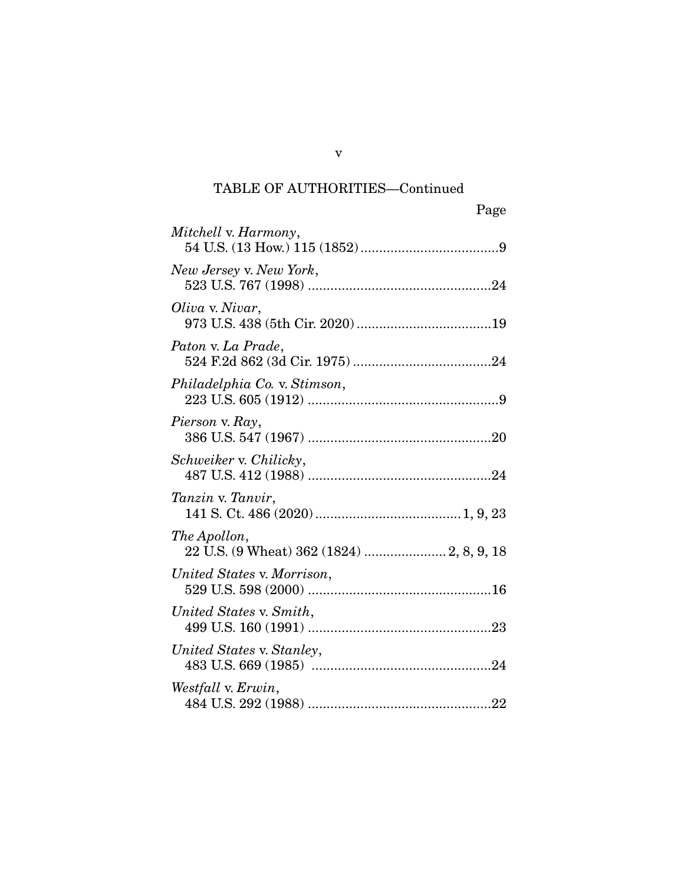TABLE OF AUTHORITIES—Continued

Page

*Mitchell* v. *Harmony*,
54 U.S. (13 How.) 115 (1852) ....................................9

*New Jersey* v. *New York*,
523 U.S. 767 (1998) ................................................24

*Oliva* v. *Nivar*,
973 U.S. 438 (5th Cir. 2020) ...................................19

*Paton* v. *La Prade*,
524 F.2d 862 (3d Cir. 1975) ....................................24

*Philadelphia Co.* v. *Stimson*,
223 U.S. 605 (1912) ..................................................9

*Pierson* v. *Ray*,
386 U.S. 547 (1967) ................................................20

*Schweiker* v. *Chilicky*,
487 U.S. 412 (1988) ................................................24

*Tanzin* v. *Tanvir*,
141 S. Ct. 486 (2020) ....................................... 1, 9, 23

*The Apollon*,
22 U.S. (9 Wheat) 362 (1824) ...................... 2, 8, 9, 18

*United States* v. *Morrison*,
529 U.S. 598 (2000) ................................................16

*United States* v. *Smith*,
499 U.S. 160 (1991) ................................................23

*United States* v. *Stanley*,
483 U.S. 669 (1985) ................................................24

*Westfall* v. *Erwin*,
484 U.S. 292 (1988) ................................................22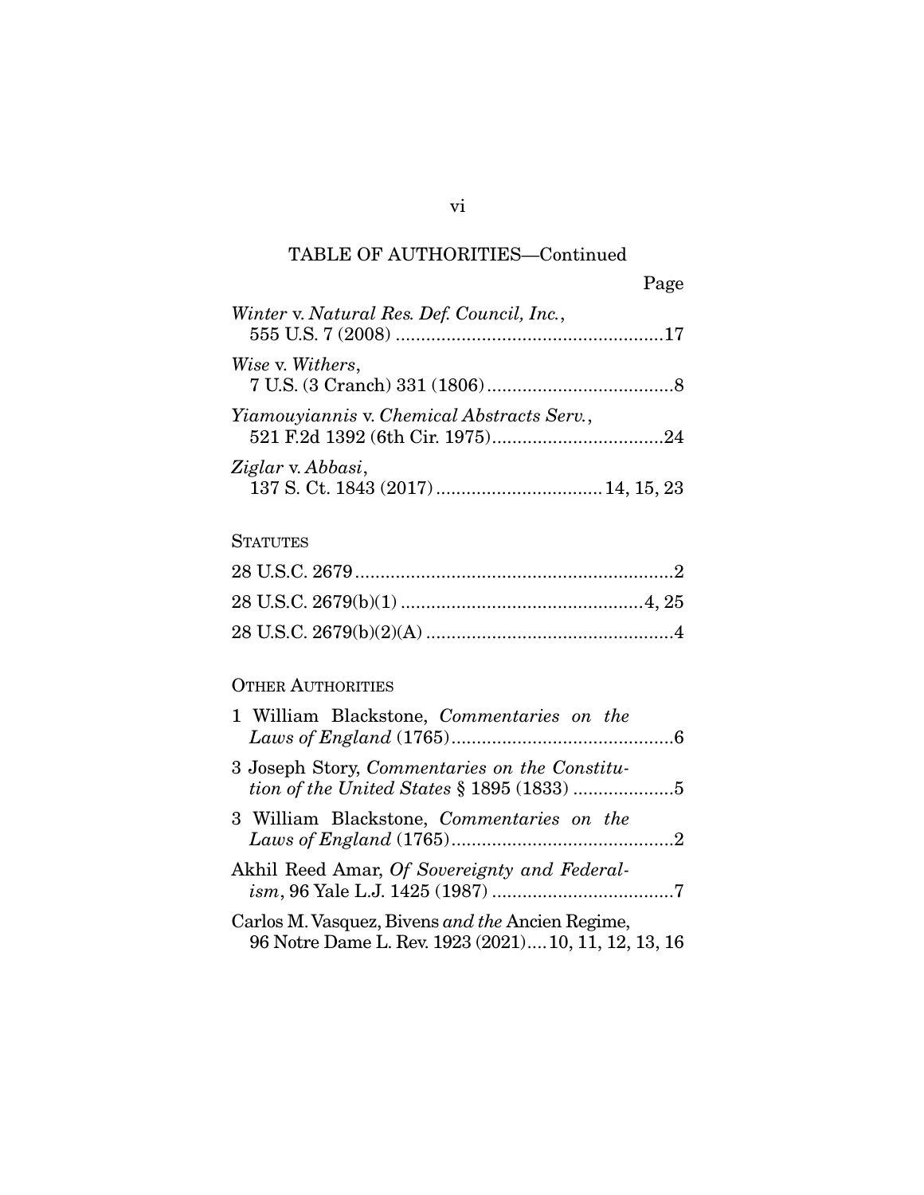TABLE OF AUTHORITIES—Continued

Page

*Winter* v. *Natural Res. Def. Council, Inc.*, 555 U.S. 7 (2008) ....................................................17

*Wise* v. *Withers*, 7 U.S. (3 Cranch) 331 (1806) ....................................8

*Yiamouyiannis* v. *Chemical Abstracts Serv.*, 521 F.2d 1392 (6th Cir. 1975).................................24

*Ziglar* v. *Abbasi*, 137 S. Ct. 1843 (2017) ................................14, 15, 23

STATUTES

28 U.S.C. 2679...............................................................2

28 U.S.C. 2679(b)(1) ...............................................4, 25

28 U.S.C. 2679(b)(2)(A) ................................................4

OTHER AUTHORITIES

1 William Blackstone, *Commentaries on the Laws of England* (1765)...........................................6

3 Joseph Story, *Commentaries on the Constitution of the United States* § 1895 (1833) ...................5

3 William Blackstone, *Commentaries on the Laws of England* (1765)...........................................2

Akhil Reed Amar, *Of Sovereignty and Federalism*, 96 Yale L.J. 1425 (1987) ...................................7

Carlos M. Vasquez, Bivens *and the* Ancien Regime, 96 Notre Dame L. Rev. 1923 (2021)....10, 11, 12, 13, 16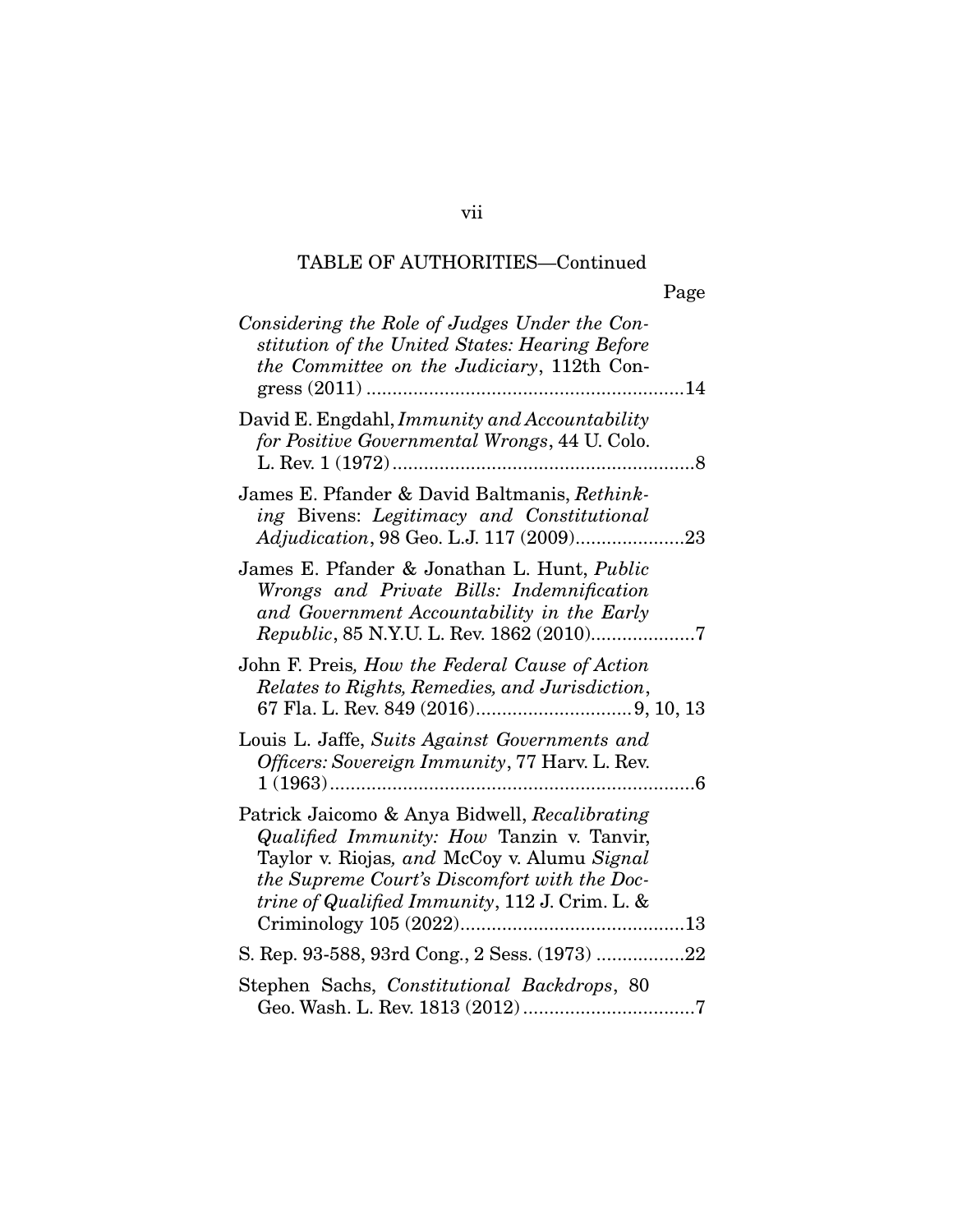TABLE OF AUTHORITIES—Continued

Page

*Considering the Role of Judges Under the Constitution of the United States: Hearing Before the Committee on the Judiciary*, 112th Congress (2011) .............................................................14

David E. Engdahl, *Immunity and Accountability for Positive Governmental Wrongs*, 44 U. Colo. L. Rev. 1 (1972) ..........................................................8

James E. Pfander & David Baltmanis, *Rethinking* Bivens: *Legitimacy and Constitutional Adjudication*, 98 Geo. L.J. 117 (2009).....................23

James E. Pfander & Jonathan L. Hunt, *Public Wrongs and Private Bills: Indemnification and Government Accountability in the Early Republic*, 85 N.Y.U. L. Rev. 1862 (2010)....................7

John F. Preis*, How the Federal Cause of Action Relates to Rights, Remedies, and Jurisdiction*, 67 Fla. L. Rev. 849 (2016).............................9, 10, 13

Louis L. Jaffe, *Suits Against Governments and Officers: Sovereign Immunity*, 77 Harv. L. Rev. 1 (1963)......................................................................6

Patrick Jaicomo & Anya Bidwell, *Recalibrating Qualified Immunity: How* Tanzin v. Tanvir, Taylor v. Riojas*, and* McCoy v. Alumu *Signal the Supreme Court's Discomfort with the Doctrine of Qualified Immunity*, 112 J. Crim. L. & Criminology 105 (2022)...........................................13

S. Rep. 93-588, 93rd Cong., 2 Sess. (1973) .................22

Stephen Sachs, *Constitutional Backdrops*, 80 Geo. Wash. L. Rev. 1813 (2012) .................................7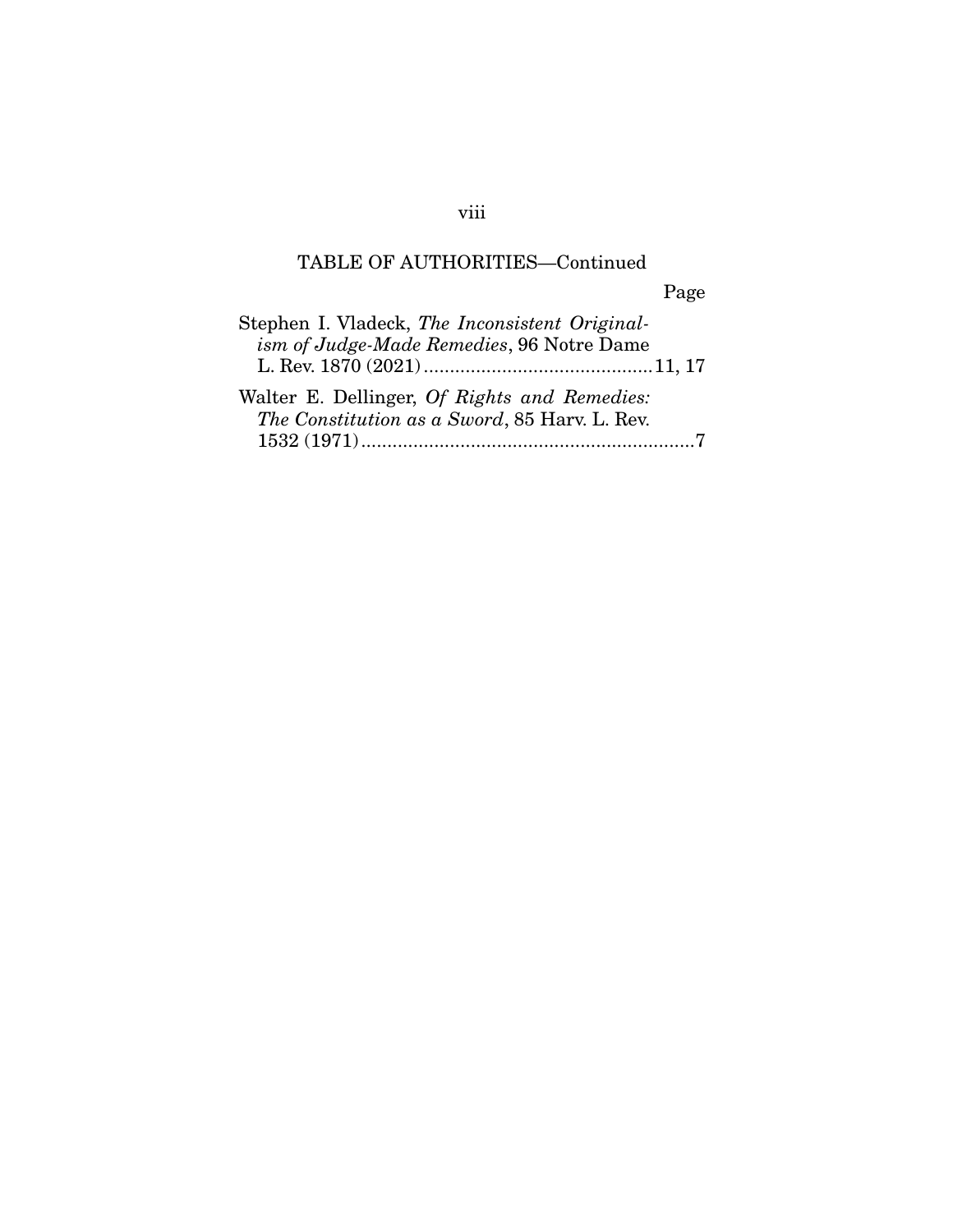TABLE OF AUTHORITIES—Continued

Page

Stephen I. Vladeck, *The Inconsistent Originalism of Judge-Made Remedies*, 96 Notre Dame L. Rev. 1870 (2021) ............................................11, 17

Walter E. Dellinger, *Of Rights and Remedies: The Constitution as a Sword*, 85 Harv. L. Rev. 1532 (1971) ...............................................................7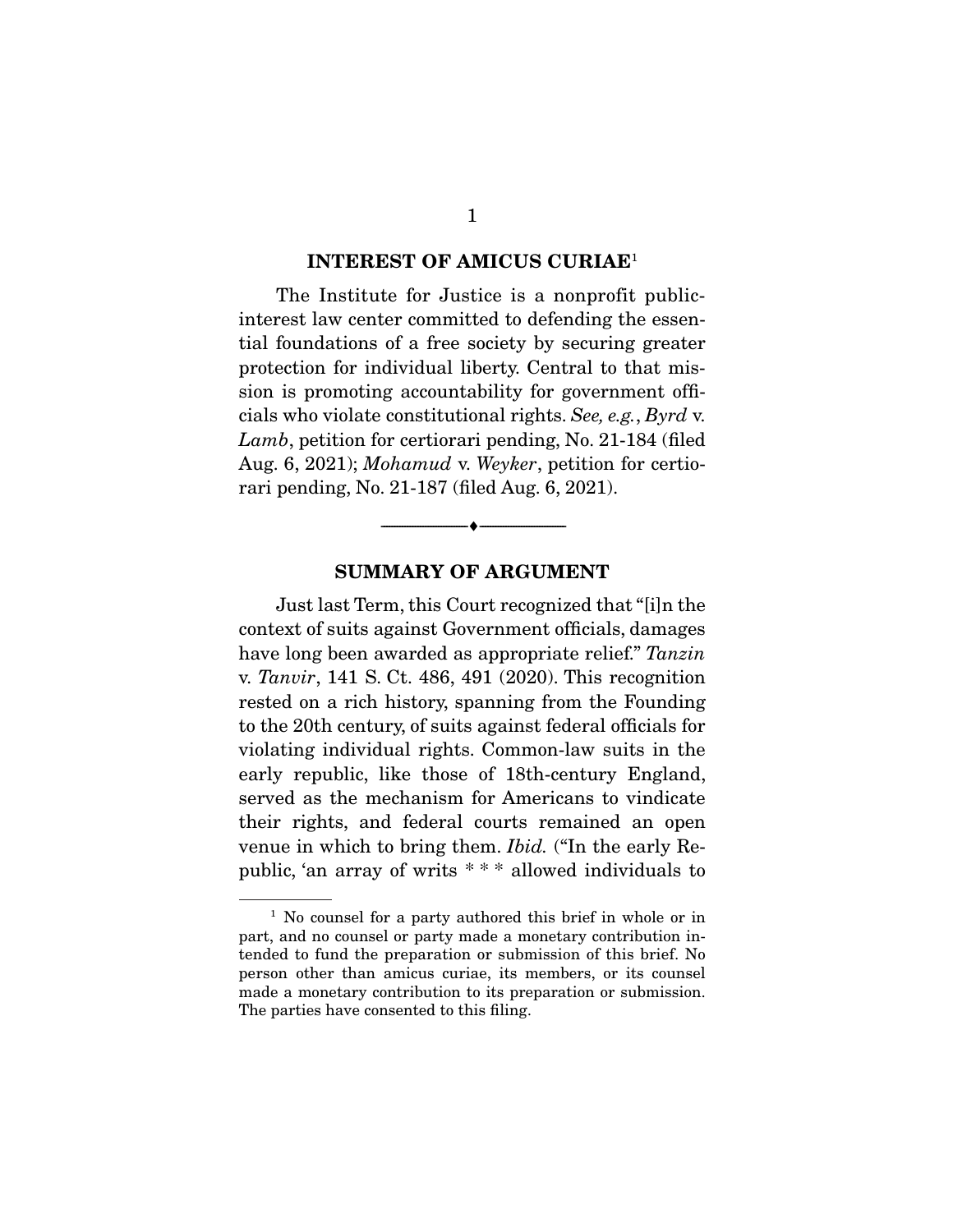## INTEREST OF AMICUS CURIAE[1]

The Institute for Justice is a nonprofit public-interest law center committed to defending the essential foundations of a free society by securing greater protection for individual liberty. Central to that mission is promoting accountability for government officials who violate constitutional rights. *See, e.g.*, *Byrd* v. *Lamb*, petition for certiorari pending, No. 21-184 (filed Aug. 6, 2021); *Mohamud* v. *Weyker*, petition for certiorari pending, No. 21-187 (filed Aug. 6, 2021).

---

## SUMMARY OF ARGUMENT

Just last Term, this Court recognized that "[i]n the context of suits against Government officials, damages have long been awarded as appropriate relief." *Tanzin* v. *Tanvir*, 141 S. Ct. 486, 491 (2020). This recognition rested on a rich history, spanning from the Founding to the 20th century, of suits against federal officials for violating individual rights. Common-law suits in the early republic, like those of 18th-century England, served as the mechanism for Americans to vindicate their rights, and federal courts remained an open venue in which to bring them. *Ibid.* ("In the early Republic, 'an array of writs * * * allowed individuals to

---

[1] No counsel for a party authored this brief in whole or in part, and no counsel or party made a monetary contribution intended to fund the preparation or submission of this brief. No person other than amicus curiae, its members, or its counsel made a monetary contribution to its preparation or submission. The parties have consented to this filing.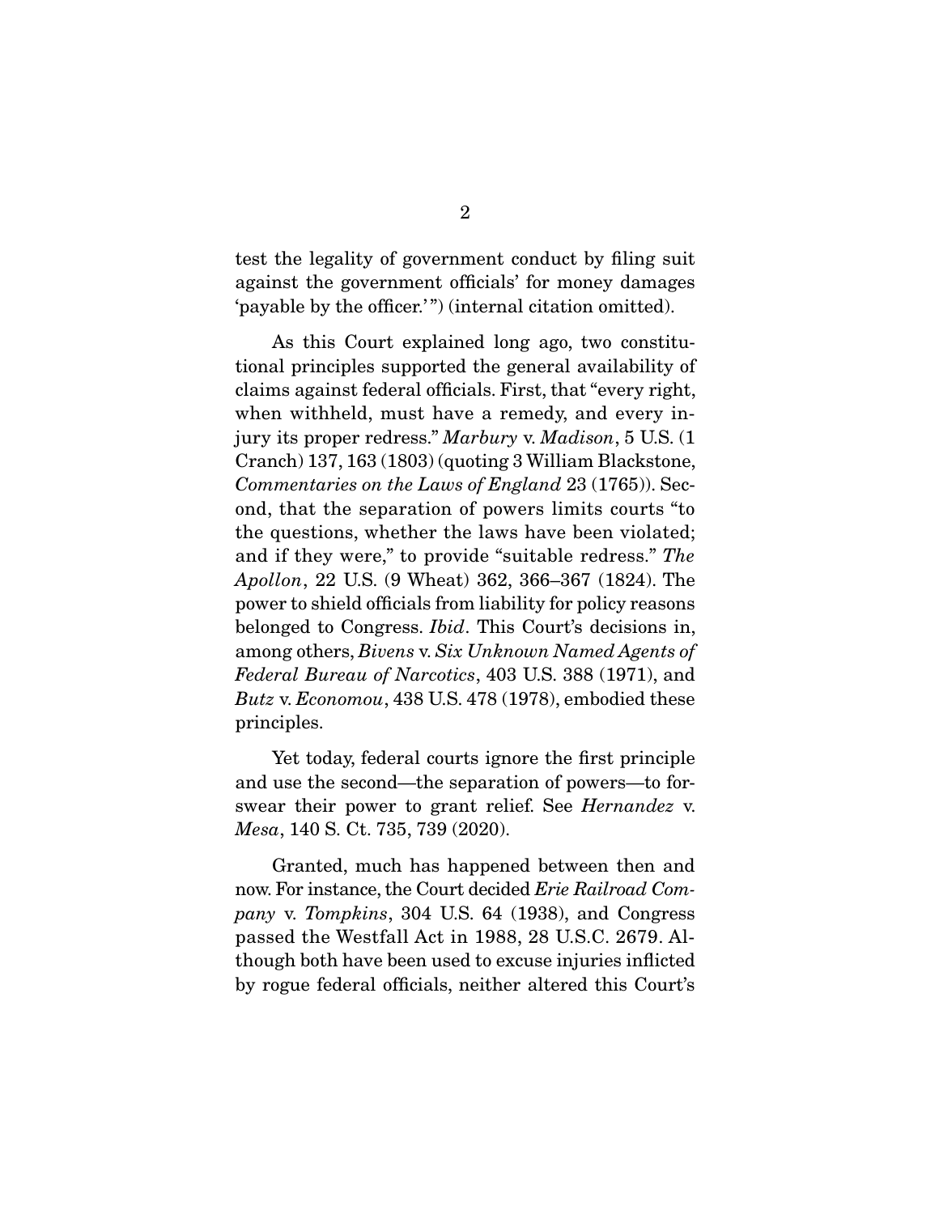test the legality of government conduct by filing suit against the government officials' for money damages 'payable by the officer.'") (internal citation omitted).

As this Court explained long ago, two constitutional principles supported the general availability of claims against federal officials. First, that "every right, when withheld, must have a remedy, and every injury its proper redress." *Marbury* v. *Madison*, 5 U.S. (1 Cranch) 137, 163 (1803) (quoting 3 William Blackstone, *Commentaries on the Laws of England* 23 (1765)). Second, that the separation of powers limits courts "to the questions, whether the laws have been violated; and if they were," to provide "suitable redress." *The Apollon*, 22 U.S. (9 Wheat) 362, 366–367 (1824). The power to shield officials from liability for policy reasons belonged to Congress. *Ibid*. This Court's decisions in, among others, *Bivens* v. *Six Unknown Named Agents of Federal Bureau of Narcotics*, 403 U.S. 388 (1971), and *Butz* v. *Economou*, 438 U.S. 478 (1978), embodied these principles.

Yet today, federal courts ignore the first principle and use the second—the separation of powers—to forswear their power to grant relief. See *Hernandez* v. *Mesa*, 140 S. Ct. 735, 739 (2020).

Granted, much has happened between then and now. For instance, the Court decided *Erie Railroad Company* v. *Tompkins*, 304 U.S. 64 (1938), and Congress passed the Westfall Act in 1988, 28 U.S.C. 2679. Although both have been used to excuse injuries inflicted by rogue federal officials, neither altered this Court's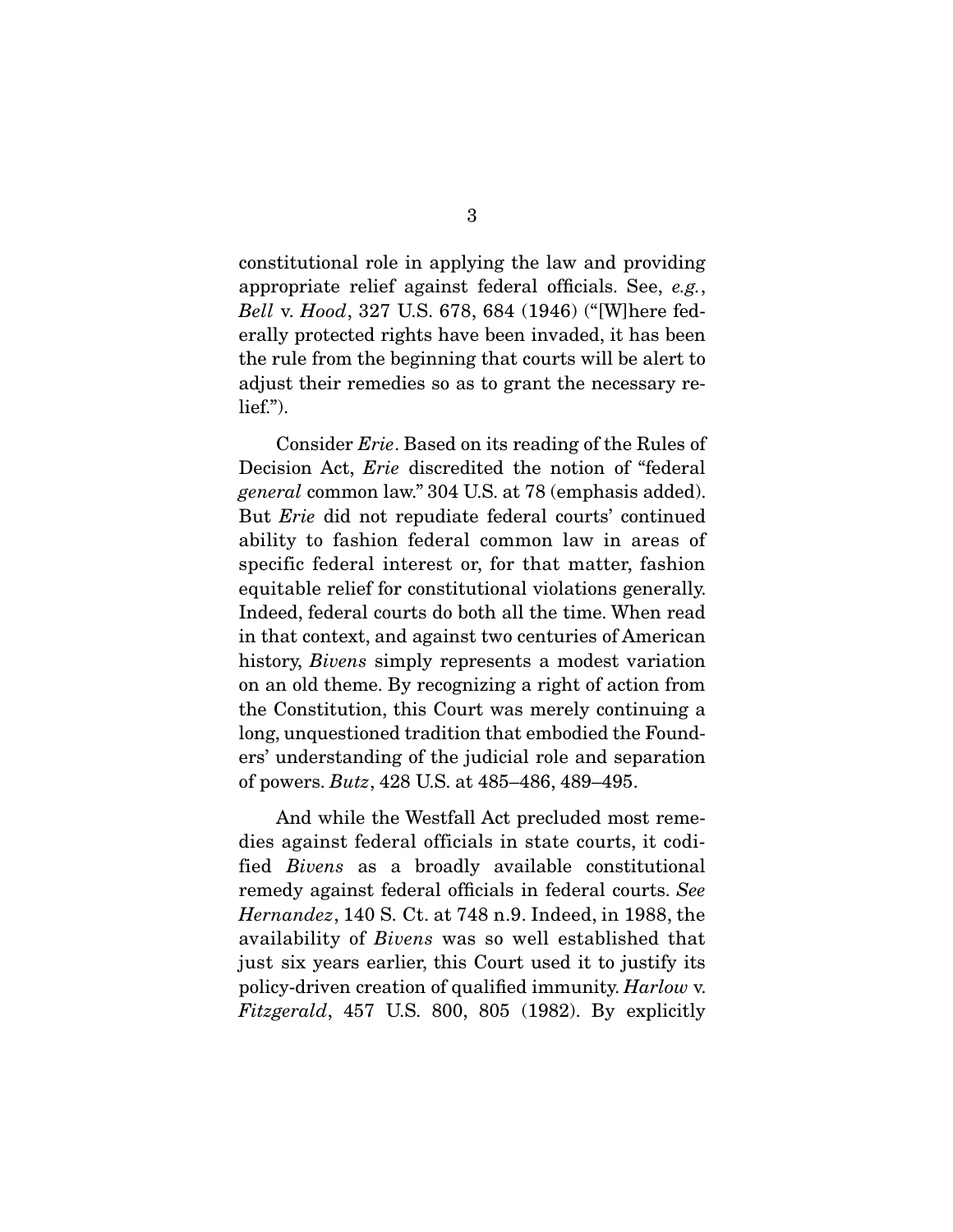constitutional role in applying the law and providing appropriate relief against federal officials. See, *e.g.*, *Bell* v. *Hood*, 327 U.S. 678, 684 (1946) ("[W]here federally protected rights have been invaded, it has been the rule from the beginning that courts will be alert to adjust their remedies so as to grant the necessary relief.").

Consider *Erie*. Based on its reading of the Rules of Decision Act, *Erie* discredited the notion of "federal *general* common law." 304 U.S. at 78 (emphasis added). But *Erie* did not repudiate federal courts' continued ability to fashion federal common law in areas of specific federal interest or, for that matter, fashion equitable relief for constitutional violations generally. Indeed, federal courts do both all the time. When read in that context, and against two centuries of American history, *Bivens* simply represents a modest variation on an old theme. By recognizing a right of action from the Constitution, this Court was merely continuing a long, unquestioned tradition that embodied the Founders' understanding of the judicial role and separation of powers. *Butz*, 428 U.S. at 485–486, 489–495.

And while the Westfall Act precluded most remedies against federal officials in state courts, it codified *Bivens* as a broadly available constitutional remedy against federal officials in federal courts. *See Hernandez*, 140 S. Ct. at 748 n.9. Indeed, in 1988, the availability of *Bivens* was so well established that just six years earlier, this Court used it to justify its policy-driven creation of qualified immunity. *Harlow* v. *Fitzgerald*, 457 U.S. 800, 805 (1982). By explicitly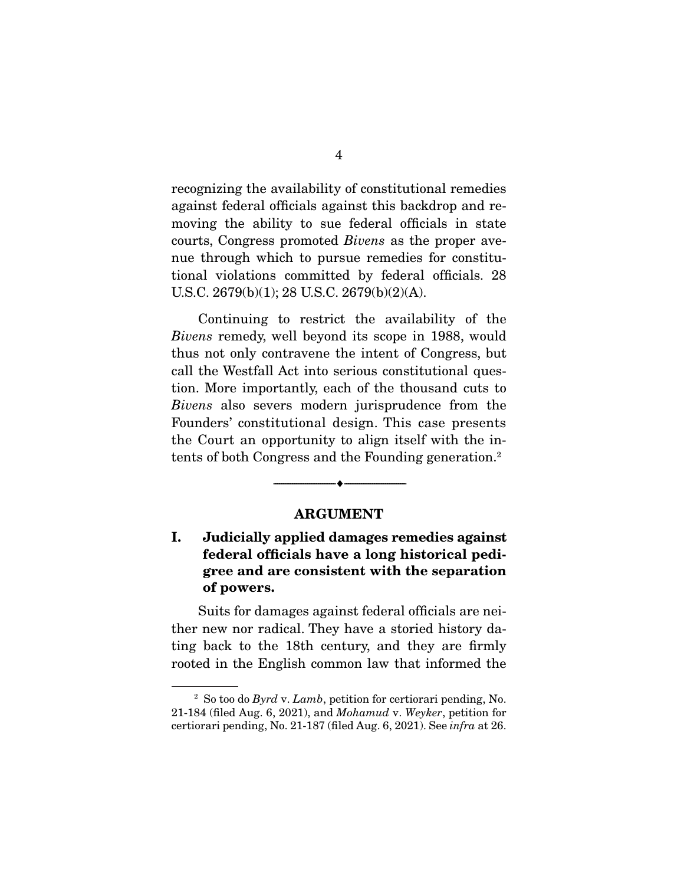recognizing the availability of constitutional remedies against federal officials against this backdrop and removing the ability to sue federal officials in state courts, Congress promoted *Bivens* as the proper avenue through which to pursue remedies for constitutional violations committed by federal officials. 28 U.S.C. 2679(b)(1); 28 U.S.C. 2679(b)(2)(A).

Continuing to restrict the availability of the *Bivens* remedy, well beyond its scope in 1988, would thus not only contravene the intent of Congress, but call the Westfall Act into serious constitutional question. More importantly, each of the thousand cuts to *Bivens* also severs modern jurisprudence from the Founders' constitutional design. This case presents the Court an opportunity to align itself with the intents of both Congress and the Founding generation.[2]

---

## ARGUMENT

### I. Judicially applied damages remedies against federal officials have a long historical pedigree and are consistent with the separation of powers.

Suits for damages against federal officials are neither new nor radical. They have a storied history dating back to the 18th century, and they are firmly rooted in the English common law that informed the

---

[2] So too do *Byrd* v. *Lamb*, petition for certiorari pending, No. 21-184 (filed Aug. 6, 2021), and *Mohamud* v. *Weyker*, petition for certiorari pending, No. 21-187 (filed Aug. 6, 2021). See *infra* at 26.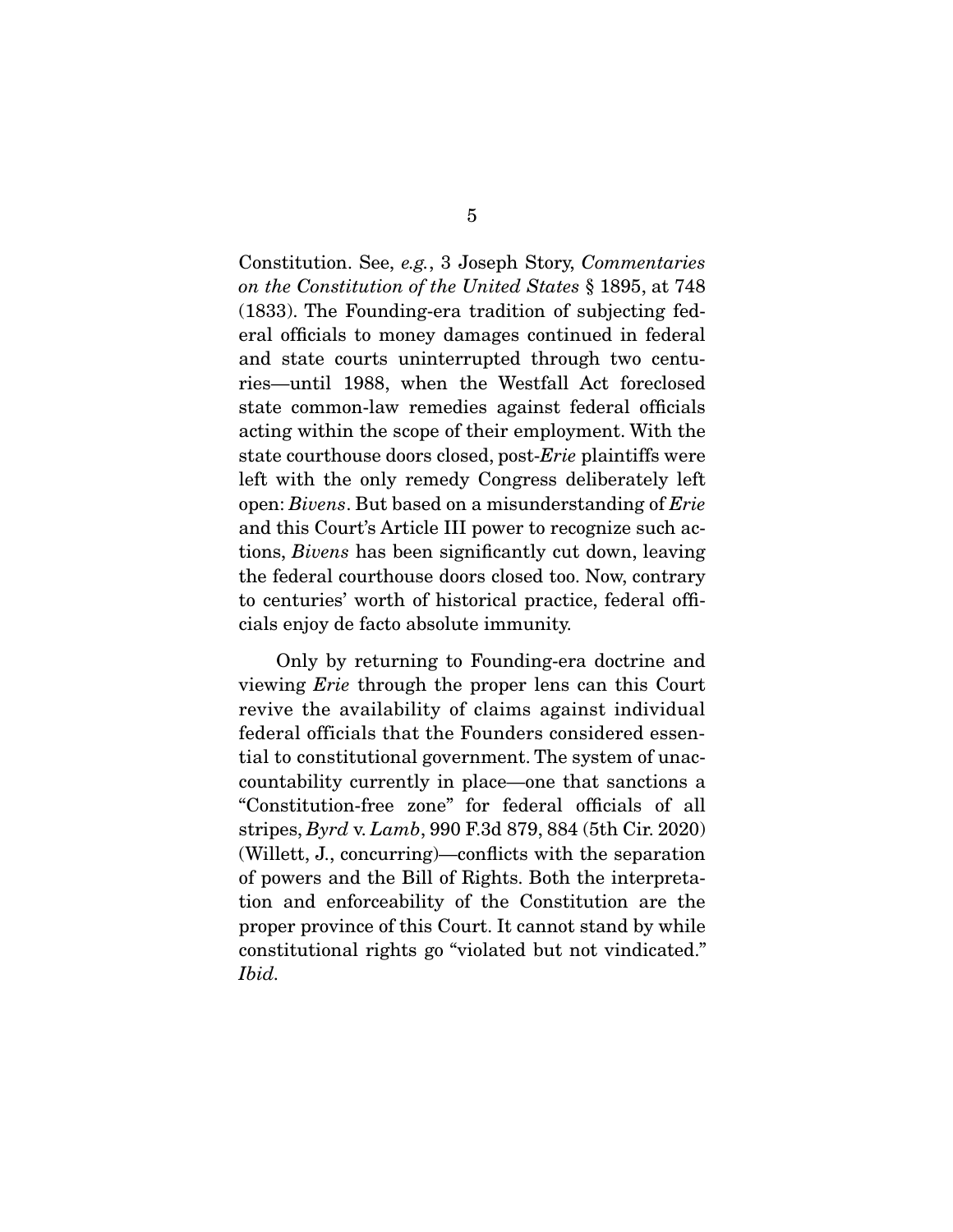Constitution. See, *e.g.*, 3 Joseph Story, *Commentaries on the Constitution of the United States* § 1895, at 748 (1833). The Founding-era tradition of subjecting federal officials to money damages continued in federal and state courts uninterrupted through two centuries—until 1988, when the Westfall Act foreclosed state common-law remedies against federal officials acting within the scope of their employment. With the state courthouse doors closed, post-*Erie* plaintiffs were left with the only remedy Congress deliberately left open: *Bivens*. But based on a misunderstanding of *Erie* and this Court's Article III power to recognize such actions, *Bivens* has been significantly cut down, leaving the federal courthouse doors closed too. Now, contrary to centuries' worth of historical practice, federal officials enjoy de facto absolute immunity.

Only by returning to Founding-era doctrine and viewing *Erie* through the proper lens can this Court revive the availability of claims against individual federal officials that the Founders considered essential to constitutional government. The system of unaccountability currently in place—one that sanctions a "Constitution-free zone" for federal officials of all stripes, *Byrd* v. *Lamb*, 990 F.3d 879, 884 (5th Cir. 2020) (Willett, J., concurring)—conflicts with the separation of powers and the Bill of Rights. Both the interpretation and enforceability of the Constitution are the proper province of this Court. It cannot stand by while constitutional rights go "violated but not vindicated." *Ibid.*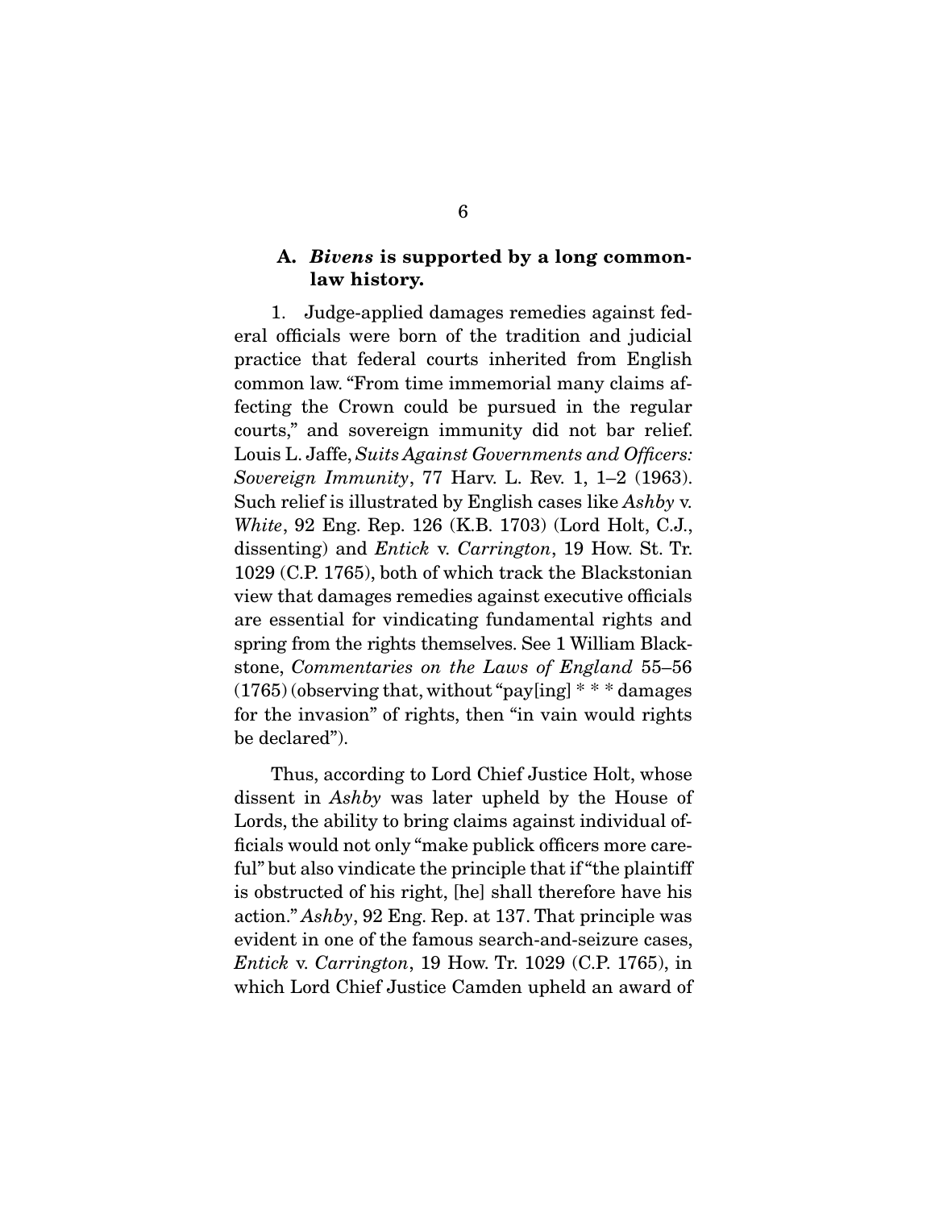### A. *Bivens* is supported by a long common-law history.

1. Judge-applied damages remedies against federal officials were born of the tradition and judicial practice that federal courts inherited from English common law. "From time immemorial many claims affecting the Crown could be pursued in the regular courts," and sovereign immunity did not bar relief. Louis L. Jaffe, *Suits Against Governments and Officers: Sovereign Immunity*, 77 Harv. L. Rev. 1, 1–2 (1963). Such relief is illustrated by English cases like *Ashby* v. *White*, 92 Eng. Rep. 126 (K.B. 1703) (Lord Holt, C.J., dissenting) and *Entick* v. *Carrington*, 19 How. St. Tr. 1029 (C.P. 1765), both of which track the Blackstonian view that damages remedies against executive officials are essential for vindicating fundamental rights and spring from the rights themselves. See 1 William Blackstone, *Commentaries on the Laws of England* 55–56 (1765) (observing that, without "pay[ing] * * * damages for the invasion" of rights, then "in vain would rights be declared").

Thus, according to Lord Chief Justice Holt, whose dissent in *Ashby* was later upheld by the House of Lords, the ability to bring claims against individual officials would not only "make publick officers more careful" but also vindicate the principle that if "the plaintiff is obstructed of his right, [he] shall therefore have his action." *Ashby*, 92 Eng. Rep. at 137. That principle was evident in one of the famous search-and-seizure cases, *Entick* v. *Carrington*, 19 How. Tr. 1029 (C.P. 1765), in which Lord Chief Justice Camden upheld an award of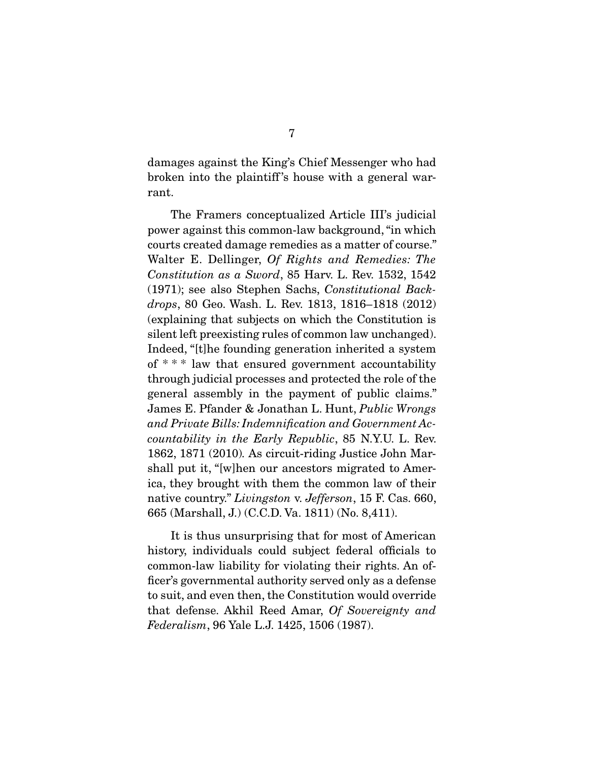damages against the King's Chief Messenger who had broken into the plaintiff's house with a general warrant.

The Framers conceptualized Article III's judicial power against this common-law background, "in which courts created damage remedies as a matter of course." Walter E. Dellinger, *Of Rights and Remedies: The Constitution as a Sword*, 85 Harv. L. Rev. 1532, 1542 (1971); see also Stephen Sachs, *Constitutional Backdrops*, 80 Geo. Wash. L. Rev. 1813, 1816–1818 (2012) (explaining that subjects on which the Constitution is silent left preexisting rules of common law unchanged). Indeed, "[t]he founding generation inherited a system of * * * law that ensured government accountability through judicial processes and protected the role of the general assembly in the payment of public claims." James E. Pfander & Jonathan L. Hunt, *Public Wrongs and Private Bills: Indemnification and Government Accountability in the Early Republic*, 85 N.Y.U. L. Rev. 1862, 1871 (2010). As circuit-riding Justice John Marshall put it, "[w]hen our ancestors migrated to America, they brought with them the common law of their native country." *Livingston* v. *Jefferson*, 15 F. Cas. 660, 665 (Marshall, J.) (C.C.D. Va. 1811) (No. 8,411).

It is thus unsurprising that for most of American history, individuals could subject federal officials to common-law liability for violating their rights. An officer's governmental authority served only as a defense to suit, and even then, the Constitution would override that defense. Akhil Reed Amar, *Of Sovereignty and Federalism*, 96 Yale L.J. 1425, 1506 (1987).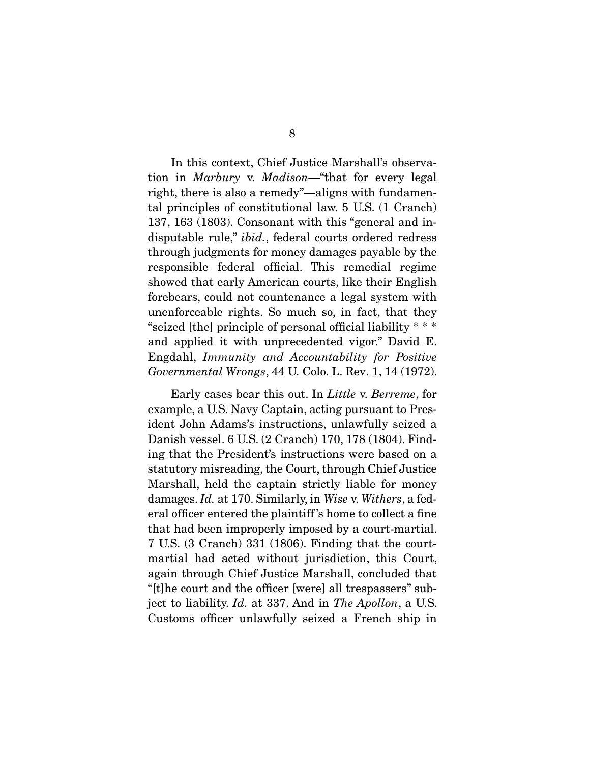In this context, Chief Justice Marshall's observation in *Marbury* v. *Madison*—"that for every legal right, there is also a remedy"—aligns with fundamental principles of constitutional law. 5 U.S. (1 Cranch) 137, 163 (1803). Consonant with this "general and indisputable rule," *ibid.*, federal courts ordered redress through judgments for money damages payable by the responsible federal official. This remedial regime showed that early American courts, like their English forebears, could not countenance a legal system with unenforceable rights. So much so, in fact, that they "seized [the] principle of personal official liability * * * and applied it with unprecedented vigor." David E. Engdahl, *Immunity and Accountability for Positive Governmental Wrongs*, 44 U. Colo. L. Rev. 1, 14 (1972).

Early cases bear this out. In *Little* v. *Berreme*, for example, a U.S. Navy Captain, acting pursuant to President John Adams's instructions, unlawfully seized a Danish vessel. 6 U.S. (2 Cranch) 170, 178 (1804). Finding that the President's instructions were based on a statutory misreading, the Court, through Chief Justice Marshall, held the captain strictly liable for money damages. *Id.* at 170. Similarly, in *Wise* v. *Withers*, a federal officer entered the plaintiff's home to collect a fine that had been improperly imposed by a court-martial. 7 U.S. (3 Cranch) 331 (1806). Finding that the court-martial had acted without jurisdiction, this Court, again through Chief Justice Marshall, concluded that "[t]he court and the officer [were] all trespassers" subject to liability. *Id.* at 337. And in *The Apollon*, a U.S. Customs officer unlawfully seized a French ship in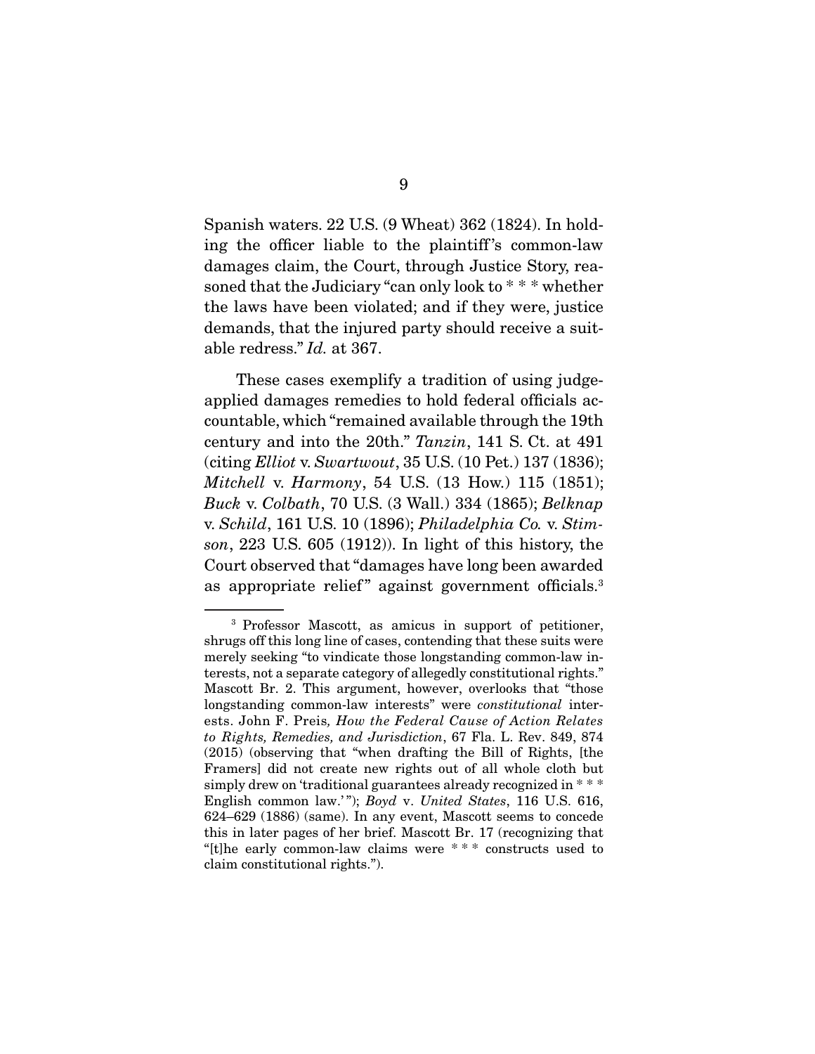Spanish waters. 22 U.S. (9 Wheat) 362 (1824). In holding the officer liable to the plaintiff's common-law damages claim, the Court, through Justice Story, reasoned that the Judiciary "can only look to * * * whether the laws have been violated; and if they were, justice demands, that the injured party should receive a suitable redress." *Id.* at 367.

These cases exemplify a tradition of using judge-applied damages remedies to hold federal officials accountable, which "remained available through the 19th century and into the 20th." *Tanzin*, 141 S. Ct. at 491 (citing *Elliot* v. *Swartwout*, 35 U.S. (10 Pet.) 137 (1836); *Mitchell* v. *Harmony*, 54 U.S. (13 How.) 115 (1851); *Buck* v. *Colbath*, 70 U.S. (3 Wall.) 334 (1865); *Belknap* v. *Schild*, 161 U.S. 10 (1896); *Philadelphia Co.* v. *Stimson*, 223 U.S. 605 (1912)). In light of this history, the Court observed that "damages have long been awarded as appropriate relief" against government officials.[3]

[3] Professor Mascott, as amicus in support of petitioner, shrugs off this long line of cases, contending that these suits were merely seeking "to vindicate those longstanding common-law interests, not a separate category of allegedly constitutional rights." Mascott Br. 2. This argument, however, overlooks that "those longstanding common-law interests" were *constitutional* interests. John F. Preis, *How the Federal Cause of Action Relates to Rights, Remedies, and Jurisdiction*, 67 Fla. L. Rev. 849, 874 (2015) (observing that "when drafting the Bill of Rights, [the Framers] did not create new rights out of all whole cloth but simply drew on 'traditional guarantees already recognized in * * * English common law.'"); *Boyd* v. *United States*, 116 U.S. 616, 624–629 (1886) (same). In any event, Mascott seems to concede this in later pages of her brief. Mascott Br. 17 (recognizing that "[t]he early common-law claims were * * * constructs used to claim constitutional rights.").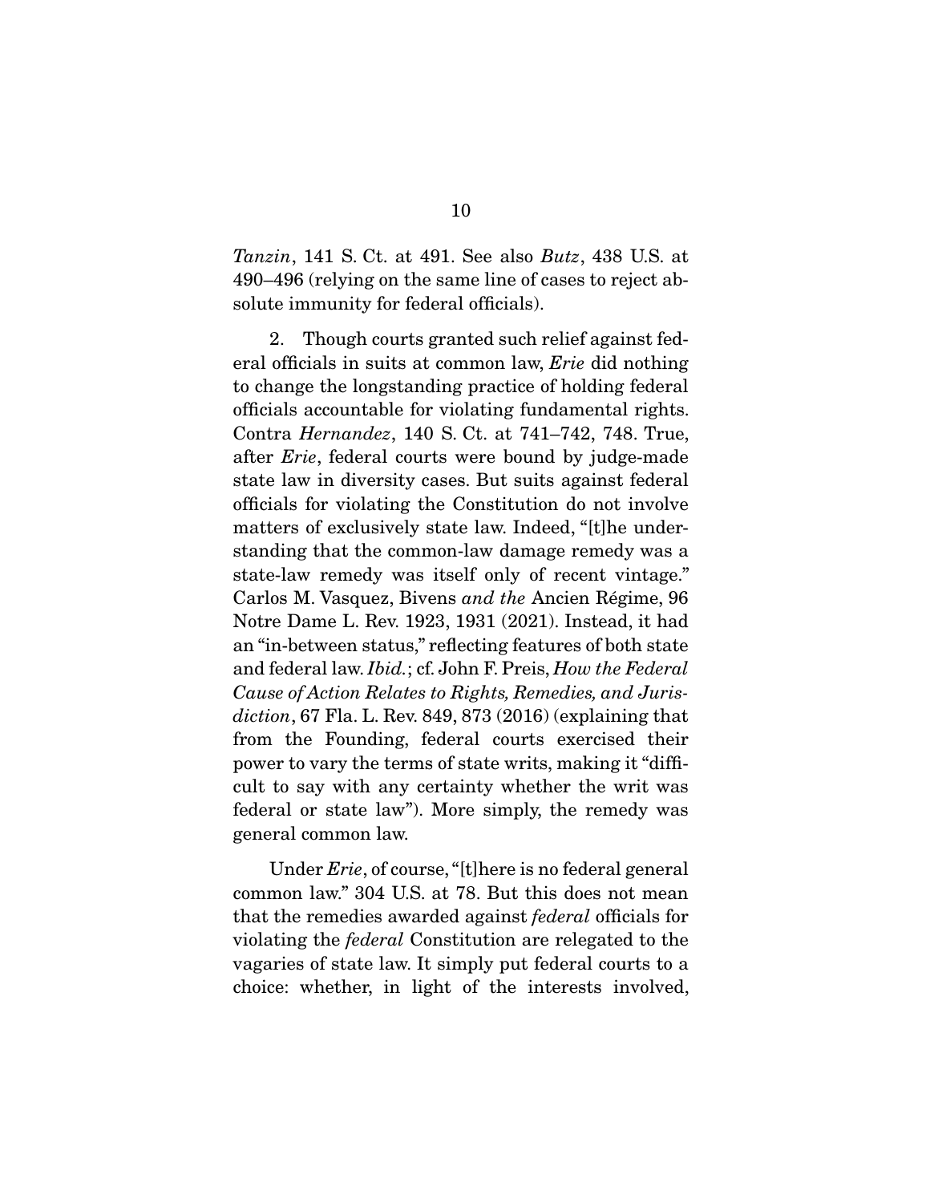*Tanzin*, 141 S. Ct. at 491. See also *Butz*, 438 U.S. at 490–496 (relying on the same line of cases to reject absolute immunity for federal officials).

2. Though courts granted such relief against federal officials in suits at common law, *Erie* did nothing to change the longstanding practice of holding federal officials accountable for violating fundamental rights. Contra *Hernandez*, 140 S. Ct. at 741–742, 748. True, after *Erie*, federal courts were bound by judge-made state law in diversity cases. But suits against federal officials for violating the Constitution do not involve matters of exclusively state law. Indeed, "[t]he understanding that the common-law damage remedy was a state-law remedy was itself only of recent vintage." Carlos M. Vasquez, Bivens *and the* Ancien Régime, 96 Notre Dame L. Rev. 1923, 1931 (2021). Instead, it had an "in-between status," reflecting features of both state and federal law. *Ibid.*; cf. John F. Preis, *How the Federal Cause of Action Relates to Rights, Remedies, and Jurisdiction*, 67 Fla. L. Rev. 849, 873 (2016) (explaining that from the Founding, federal courts exercised their power to vary the terms of state writs, making it "difficult to say with any certainty whether the writ was federal or state law"). More simply, the remedy was general common law.

Under *Erie*, of course, "[t]here is no federal general common law." 304 U.S. at 78. But this does not mean that the remedies awarded against *federal* officials for violating the *federal* Constitution are relegated to the vagaries of state law. It simply put federal courts to a choice: whether, in light of the interests involved,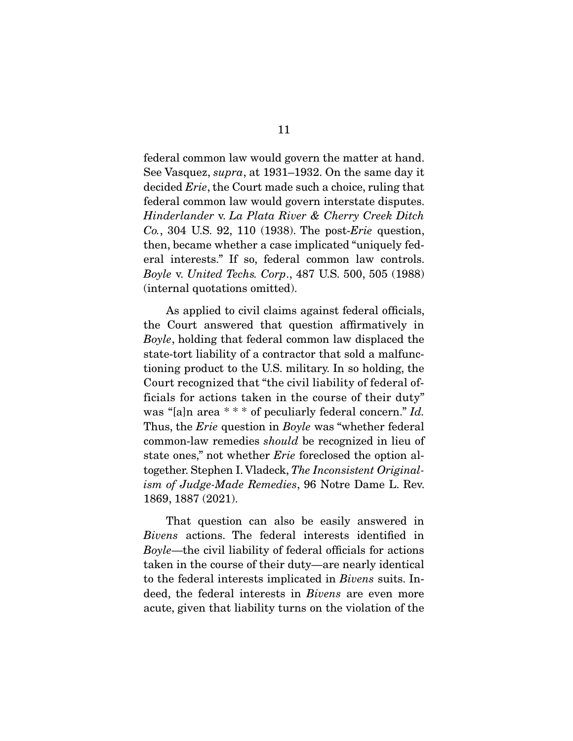federal common law would govern the matter at hand. See Vasquez, *supra*, at 1931–1932. On the same day it decided *Erie*, the Court made such a choice, ruling that federal common law would govern interstate disputes. *Hinderlander* v. *La Plata River & Cherry Creek Ditch Co.*, 304 U.S. 92, 110 (1938). The post-*Erie* question, then, became whether a case implicated "uniquely federal interests." If so, federal common law controls. *Boyle* v. *United Techs. Corp*., 487 U.S. 500, 505 (1988) (internal quotations omitted).

As applied to civil claims against federal officials, the Court answered that question affirmatively in *Boyle*, holding that federal common law displaced the state-tort liability of a contractor that sold a malfunctioning product to the U.S. military. In so holding, the Court recognized that "the civil liability of federal officials for actions taken in the course of their duty" was "[a]n area * * * of peculiarly federal concern." *Id.* Thus, the *Erie* question in *Boyle* was "whether federal common-law remedies *should* be recognized in lieu of state ones," not whether *Erie* foreclosed the option altogether. Stephen I. Vladeck, *The Inconsistent Originalism of Judge-Made Remedies*, 96 Notre Dame L. Rev. 1869, 1887 (2021).

That question can also be easily answered in *Bivens* actions. The federal interests identified in *Boyle*—the civil liability of federal officials for actions taken in the course of their duty—are nearly identical to the federal interests implicated in *Bivens* suits. Indeed, the federal interests in *Bivens* are even more acute, given that liability turns on the violation of the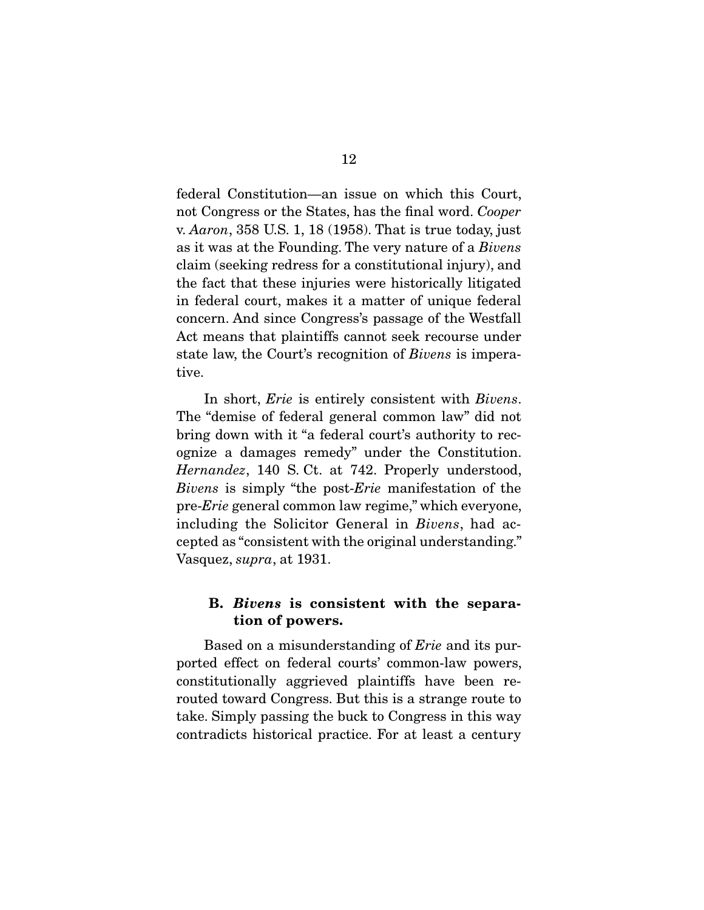federal Constitution—an issue on which this Court, not Congress or the States, has the final word. *Cooper* v. *Aaron*, 358 U.S. 1, 18 (1958). That is true today, just as it was at the Founding. The very nature of a *Bivens* claim (seeking redress for a constitutional injury), and the fact that these injuries were historically litigated in federal court, makes it a matter of unique federal concern. And since Congress's passage of the Westfall Act means that plaintiffs cannot seek recourse under state law, the Court's recognition of *Bivens* is imperative.

In short, *Erie* is entirely consistent with *Bivens*. The "demise of federal general common law" did not bring down with it "a federal court's authority to recognize a damages remedy" under the Constitution. *Hernandez*, 140 S. Ct. at 742. Properly understood, *Bivens* is simply "the post-*Erie* manifestation of the pre-*Erie* general common law regime," which everyone, including the Solicitor General in *Bivens*, had accepted as "consistent with the original understanding." Vasquez, *supra*, at 1931.

### B. *Bivens* is consistent with the separation of powers.

Based on a misunderstanding of *Erie* and its purported effect on federal courts' common-law powers, constitutionally aggrieved plaintiffs have been rerouted toward Congress. But this is a strange route to take. Simply passing the buck to Congress in this way contradicts historical practice. For at least a century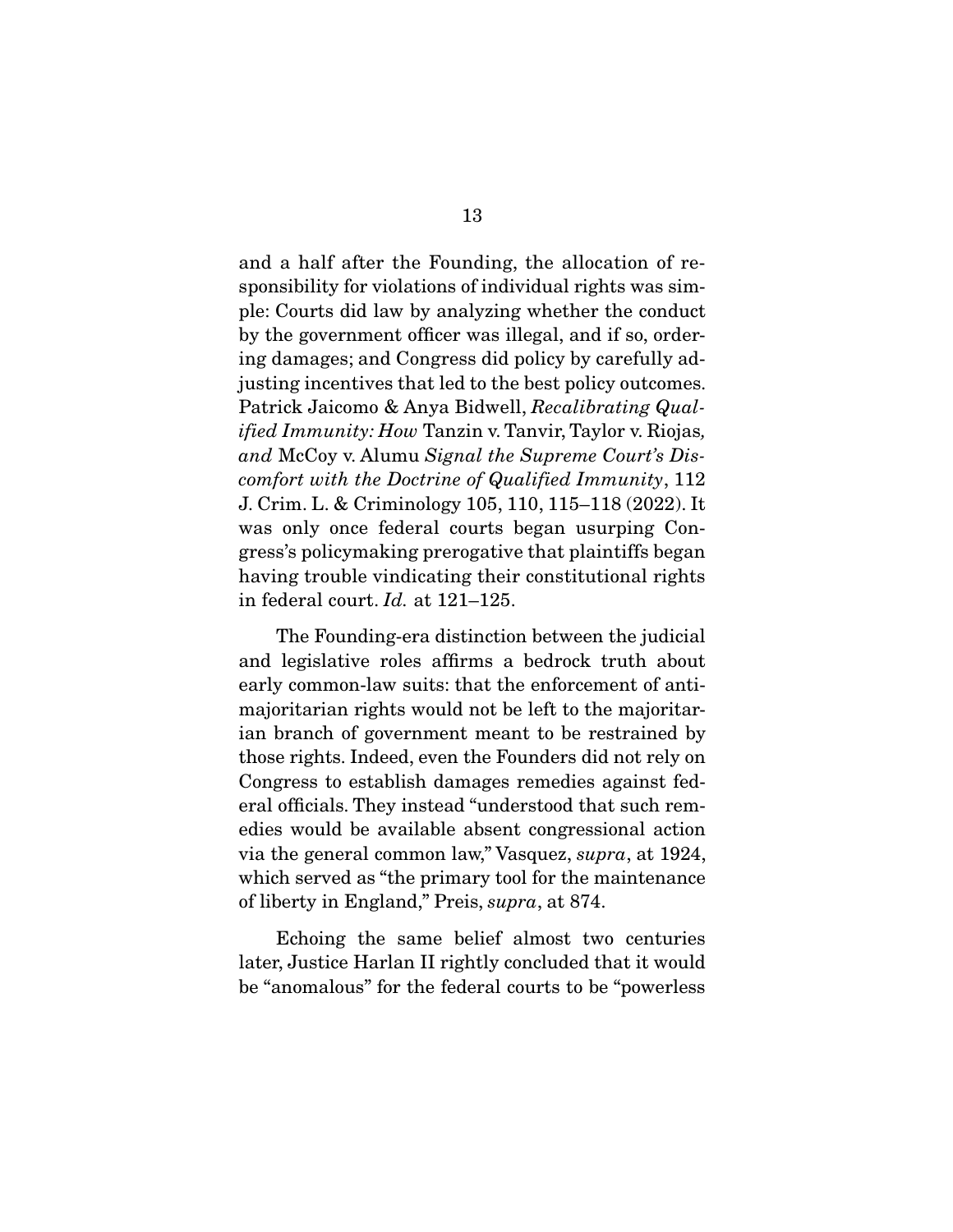and a half after the Founding, the allocation of responsibility for violations of individual rights was simple: Courts did law by analyzing whether the conduct by the government officer was illegal, and if so, ordering damages; and Congress did policy by carefully adjusting incentives that led to the best policy outcomes. Patrick Jaicomo & Anya Bidwell, *Recalibrating Qualified Immunity: How* Tanzin v. Tanvir, Taylor v. Riojas*, and* McCoy v. Alumu *Signal the Supreme Court's Discomfort with the Doctrine of Qualified Immunity*, 112 J. Crim. L. & Criminology 105, 110, 115–118 (2022). It was only once federal courts began usurping Congress's policymaking prerogative that plaintiffs began having trouble vindicating their constitutional rights in federal court. *Id.* at 121–125.

The Founding-era distinction between the judicial and legislative roles affirms a bedrock truth about early common-law suits: that the enforcement of anti-majoritarian rights would not be left to the majoritarian branch of government meant to be restrained by those rights. Indeed, even the Founders did not rely on Congress to establish damages remedies against federal officials. They instead "understood that such remedies would be available absent congressional action via the general common law," Vasquez, *supra*, at 1924, which served as "the primary tool for the maintenance of liberty in England," Preis, *supra*, at 874.

Echoing the same belief almost two centuries later, Justice Harlan II rightly concluded that it would be "anomalous" for the federal courts to be "powerless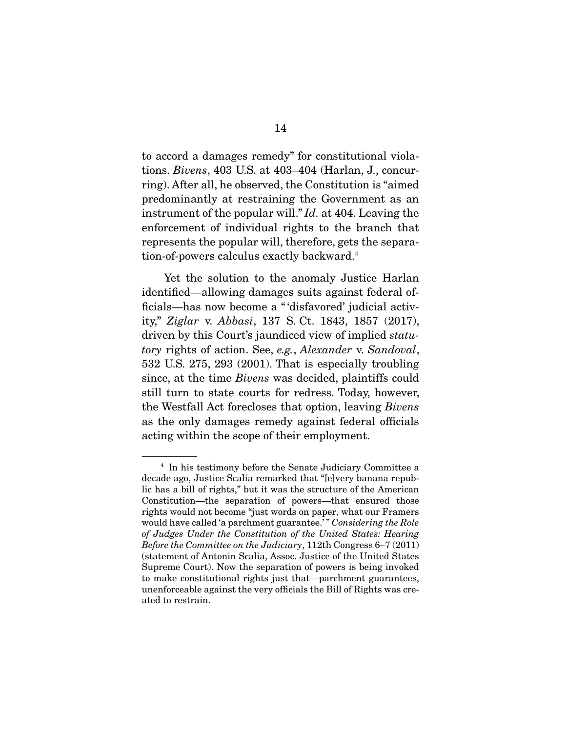to accord a damages remedy" for constitutional violations. *Bivens*, 403 U.S. at 403–404 (Harlan, J., concurring). After all, he observed, the Constitution is "aimed predominantly at restraining the Government as an instrument of the popular will." *Id.* at 404. Leaving the enforcement of individual rights to the branch that represents the popular will, therefore, gets the separation-of-powers calculus exactly backward.[4]

Yet the solution to the anomaly Justice Harlan identified—allowing damages suits against federal officials—has now become a " 'disfavored' judicial activity," *Ziglar* v. *Abbasi*, 137 S. Ct. 1843, 1857 (2017), driven by this Court's jaundiced view of implied *statutory* rights of action. See, *e.g.*, *Alexander* v. *Sandoval*, 532 U.S. 275, 293 (2001). That is especially troubling since, at the time *Bivens* was decided, plaintiffs could still turn to state courts for redress. Today, however, the Westfall Act forecloses that option, leaving *Bivens* as the only damages remedy against federal officials acting within the scope of their employment.

---

[4] In his testimony before the Senate Judiciary Committee a decade ago, Justice Scalia remarked that "[e]very banana republic has a bill of rights," but it was the structure of the American Constitution—the separation of powers—that ensured those rights would not become "just words on paper, what our Framers would have called 'a parchment guarantee.' " *Considering the Role of Judges Under the Constitution of the United States: Hearing Before the Committee on the Judiciary*, 112th Congress 6–7 (2011) (statement of Antonin Scalia, Assoc. Justice of the United States Supreme Court). Now the separation of powers is being invoked to make constitutional rights just that—parchment guarantees, unenforceable against the very officials the Bill of Rights was created to restrain.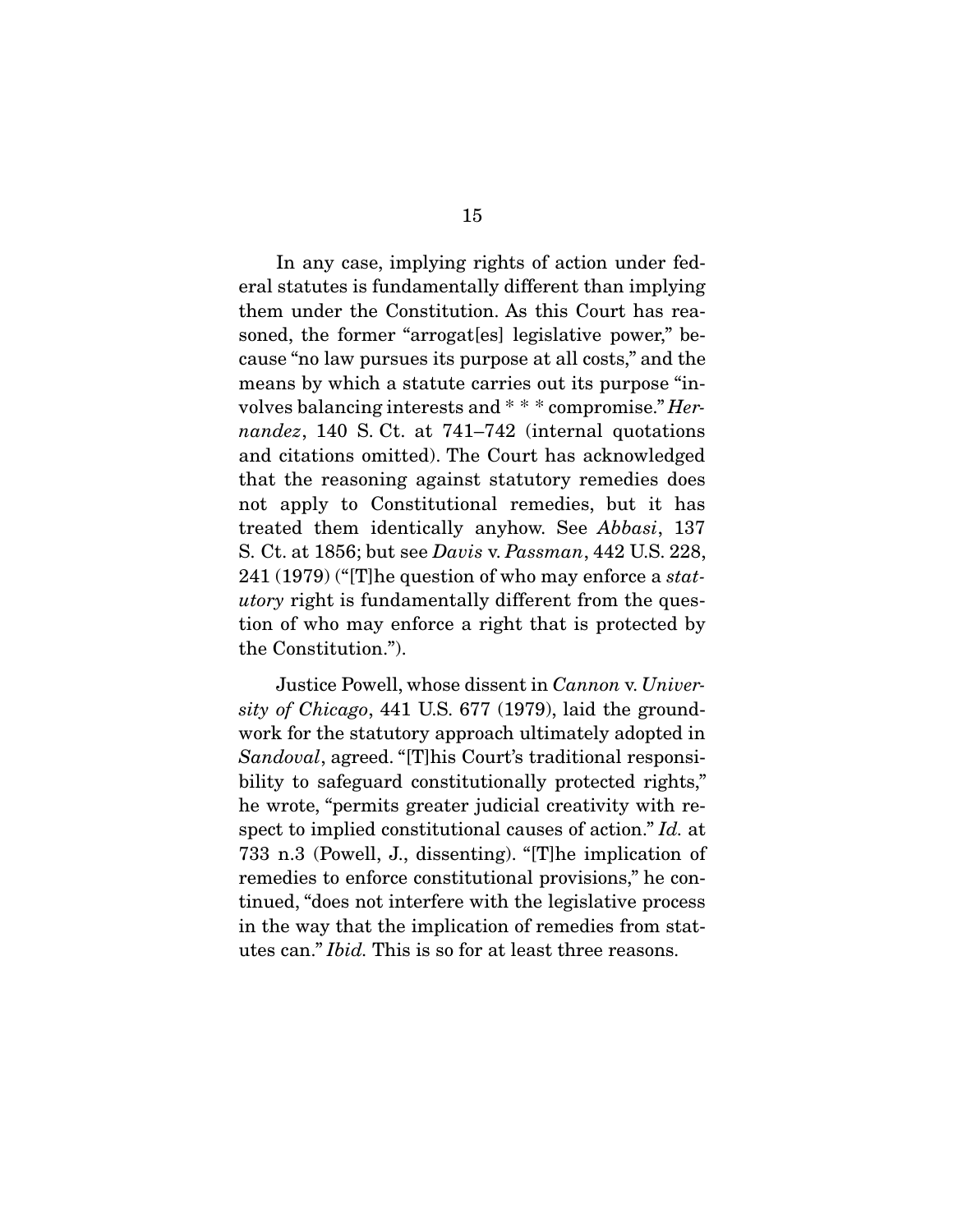In any case, implying rights of action under federal statutes is fundamentally different than implying them under the Constitution. As this Court has reasoned, the former "arrogat[es] legislative power," because "no law pursues its purpose at all costs," and the means by which a statute carries out its purpose "involves balancing interests and * * * compromise." *Hernandez*, 140 S. Ct. at 741–742 (internal quotations and citations omitted). The Court has acknowledged that the reasoning against statutory remedies does not apply to Constitutional remedies, but it has treated them identically anyhow. See *Abbasi*, 137 S. Ct. at 1856; but see *Davis* v. *Passman*, 442 U.S. 228, 241 (1979) ("[T]he question of who may enforce a *statutory* right is fundamentally different from the question of who may enforce a right that is protected by the Constitution.").

Justice Powell, whose dissent in *Cannon* v. *University of Chicago*, 441 U.S. 677 (1979), laid the groundwork for the statutory approach ultimately adopted in *Sandoval*, agreed. "[T]his Court's traditional responsibility to safeguard constitutionally protected rights," he wrote, "permits greater judicial creativity with respect to implied constitutional causes of action." *Id.* at 733 n.3 (Powell, J., dissenting). "[T]he implication of remedies to enforce constitutional provisions," he continued, "does not interfere with the legislative process in the way that the implication of remedies from statutes can." *Ibid.* This is so for at least three reasons.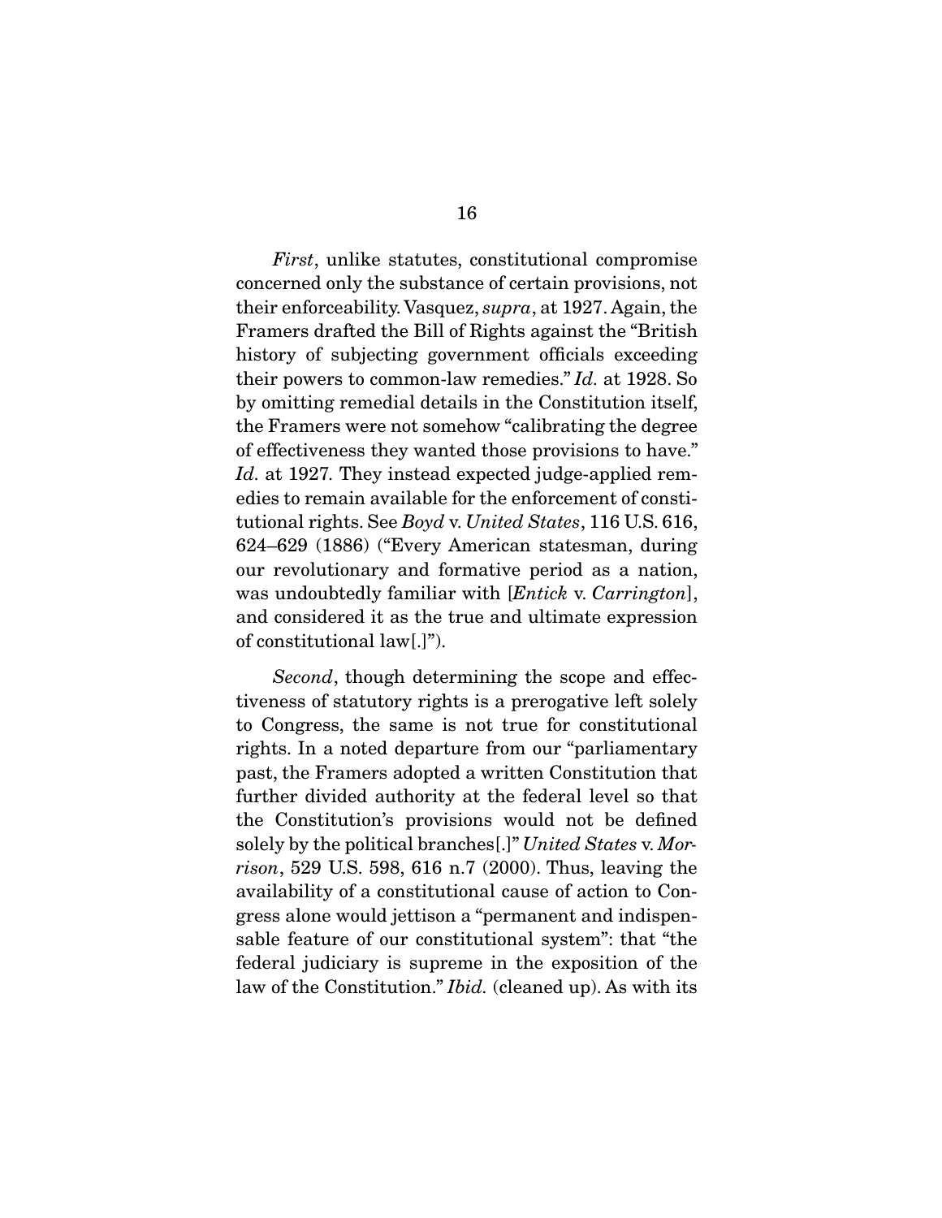*First*, unlike statutes, constitutional compromise concerned only the substance of certain provisions, not their enforceability. Vasquez, *supra*, at 1927. Again, the Framers drafted the Bill of Rights against the "British history of subjecting government officials exceeding their powers to common-law remedies." *Id.* at 1928. So by omitting remedial details in the Constitution itself, the Framers were not somehow "calibrating the degree of effectiveness they wanted those provisions to have." *Id.* at 1927. They instead expected judge-applied remedies to remain available for the enforcement of constitutional rights. See *Boyd* v. *United States*, 116 U.S. 616, 624–629 (1886) ("Every American statesman, during our revolutionary and formative period as a nation, was undoubtedly familiar with [*Entick* v. *Carrington*], and considered it as the true and ultimate expression of constitutional law[.]").

*Second*, though determining the scope and effectiveness of statutory rights is a prerogative left solely to Congress, the same is not true for constitutional rights. In a noted departure from our "parliamentary past, the Framers adopted a written Constitution that further divided authority at the federal level so that the Constitution's provisions would not be defined solely by the political branches[.]" *United States* v. *Morrison*, 529 U.S. 598, 616 n.7 (2000). Thus, leaving the availability of a constitutional cause of action to Congress alone would jettison a "permanent and indispensable feature of our constitutional system": that "the federal judiciary is supreme in the exposition of the law of the Constitution." *Ibid.* (cleaned up). As with its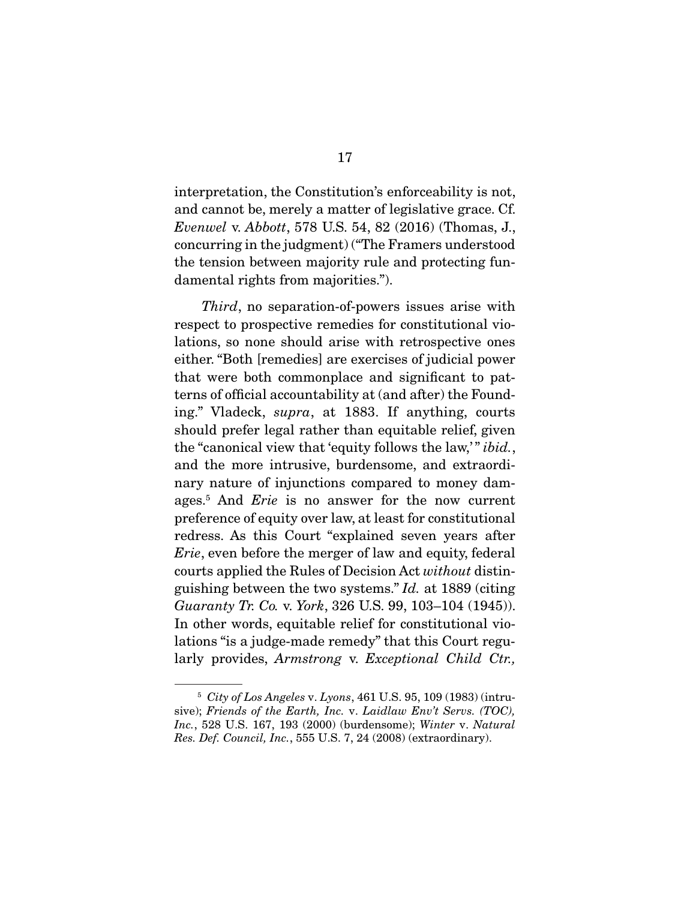interpretation, the Constitution's enforceability is not, and cannot be, merely a matter of legislative grace. Cf. *Evenwel* v. *Abbott*, 578 U.S. 54, 82 (2016) (Thomas, J., concurring in the judgment) ("The Framers understood the tension between majority rule and protecting fundamental rights from majorities.").

*Third*, no separation-of-powers issues arise with respect to prospective remedies for constitutional violations, so none should arise with retrospective ones either. "Both [remedies] are exercises of judicial power that were both commonplace and significant to patterns of official accountability at (and after) the Founding." Vladeck, *supra*, at 1883. If anything, courts should prefer legal rather than equitable relief, given the "canonical view that 'equity follows the law,'" *ibid.*, and the more intrusive, burdensome, and extraordinary nature of injunctions compared to money damages.[5] And *Erie* is no answer for the now current preference of equity over law, at least for constitutional redress. As this Court "explained seven years after *Erie*, even before the merger of law and equity, federal courts applied the Rules of Decision Act *without* distinguishing between the two systems." *Id.* at 1889 (citing *Guaranty Tr. Co.* v. *York*, 326 U.S. 99, 103–104 (1945)). In other words, equitable relief for constitutional violations "is a judge-made remedy" that this Court regularly provides, *Armstrong* v. *Exceptional Child Ctr.,*

[5] *City of Los Angeles* v. *Lyons*, 461 U.S. 95, 109 (1983) (intrusive); *Friends of the Earth, Inc.* v. *Laidlaw Env't Servs. (TOC), Inc.*, 528 U.S. 167, 193 (2000) (burdensome); *Winter* v. *Natural Res. Def. Council, Inc.*, 555 U.S. 7, 24 (2008) (extraordinary).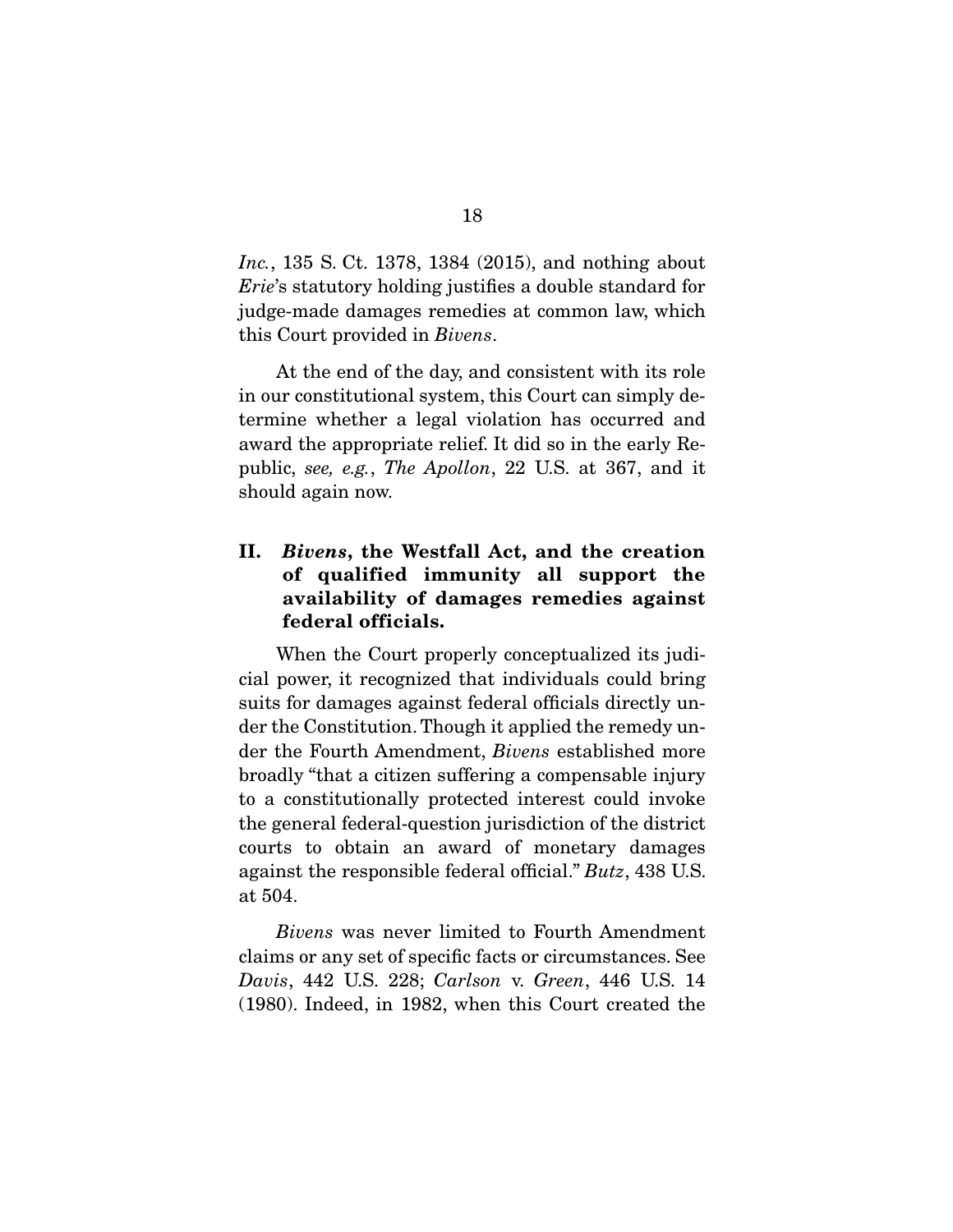*Inc.*, 135 S. Ct. 1378, 1384 (2015), and nothing about *Erie*'s statutory holding justifies a double standard for judge-made damages remedies at common law, which this Court provided in *Bivens*.

At the end of the day, and consistent with its role in our constitutional system, this Court can simply determine whether a legal violation has occurred and award the appropriate relief. It did so in the early Republic, *see, e.g.*, *The Apollon*, 22 U.S. at 367, and it should again now.

## II. *Bivens*, the Westfall Act, and the creation of qualified immunity all support the availability of damages remedies against federal officials.

When the Court properly conceptualized its judicial power, it recognized that individuals could bring suits for damages against federal officials directly under the Constitution. Though it applied the remedy under the Fourth Amendment, *Bivens* established more broadly "that a citizen suffering a compensable injury to a constitutionally protected interest could invoke the general federal-question jurisdiction of the district courts to obtain an award of monetary damages against the responsible federal official." *Butz*, 438 U.S. at 504.

*Bivens* was never limited to Fourth Amendment claims or any set of specific facts or circumstances. See *Davis*, 442 U.S. 228; *Carlson* v. *Green*, 446 U.S. 14 (1980). Indeed, in 1982, when this Court created the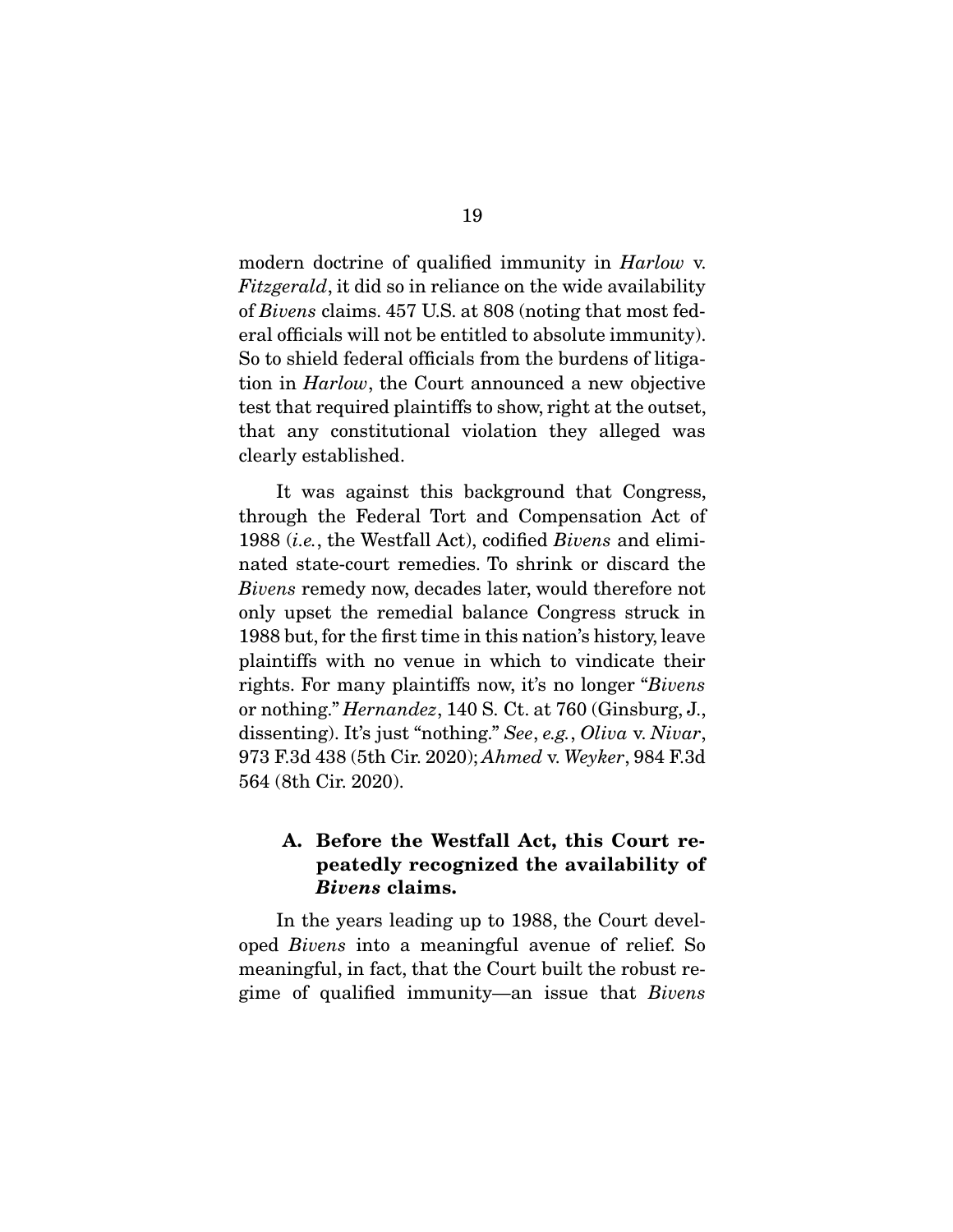modern doctrine of qualified immunity in *Harlow* v. *Fitzgerald*, it did so in reliance on the wide availability of *Bivens* claims. 457 U.S. at 808 (noting that most federal officials will not be entitled to absolute immunity). So to shield federal officials from the burdens of litigation in *Harlow*, the Court announced a new objective test that required plaintiffs to show, right at the outset, that any constitutional violation they alleged was clearly established.

It was against this background that Congress, through the Federal Tort and Compensation Act of 1988 (*i.e.*, the Westfall Act), codified *Bivens* and eliminated state-court remedies. To shrink or discard the *Bivens* remedy now, decades later, would therefore not only upset the remedial balance Congress struck in 1988 but, for the first time in this nation's history, leave plaintiffs with no venue in which to vindicate their rights. For many plaintiffs now, it's no longer "*Bivens* or nothing." *Hernandez*, 140 S. Ct. at 760 (Ginsburg, J., dissenting). It's just "nothing." *See*, *e.g.*, *Oliva* v. *Nivar*, 973 F.3d 438 (5th Cir. 2020); *Ahmed* v. *Weyker*, 984 F.3d 564 (8th Cir. 2020).

### A. Before the Westfall Act, this Court repeatedly recognized the availability of *Bivens* claims.

In the years leading up to 1988, the Court developed *Bivens* into a meaningful avenue of relief. So meaningful, in fact, that the Court built the robust regime of qualified immunity—an issue that *Bivens*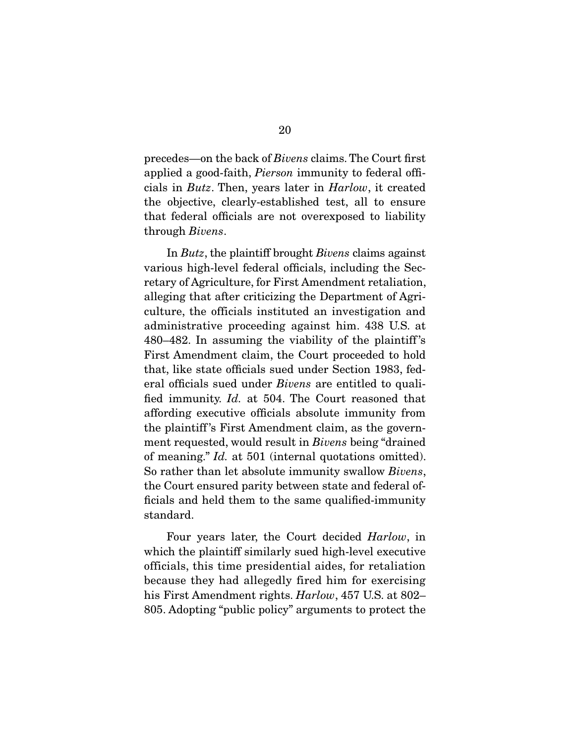precedes—on the back of *Bivens* claims. The Court first applied a good-faith, *Pierson* immunity to federal officials in *Butz*. Then, years later in *Harlow*, it created the objective, clearly-established test, all to ensure that federal officials are not overexposed to liability through *Bivens*.

In *Butz*, the plaintiff brought *Bivens* claims against various high-level federal officials, including the Secretary of Agriculture, for First Amendment retaliation, alleging that after criticizing the Department of Agriculture, the officials instituted an investigation and administrative proceeding against him. 438 U.S. at 480–482. In assuming the viability of the plaintiff's First Amendment claim, the Court proceeded to hold that, like state officials sued under Section 1983, federal officials sued under *Bivens* are entitled to qualified immunity. *Id.* at 504. The Court reasoned that affording executive officials absolute immunity from the plaintiff's First Amendment claim, as the government requested, would result in *Bivens* being "drained of meaning." *Id.* at 501 (internal quotations omitted). So rather than let absolute immunity swallow *Bivens*, the Court ensured parity between state and federal officials and held them to the same qualified-immunity standard.

Four years later, the Court decided *Harlow*, in which the plaintiff similarly sued high-level executive officials, this time presidential aides, for retaliation because they had allegedly fired him for exercising his First Amendment rights. *Harlow*, 457 U.S. at 802–805. Adopting "public policy" arguments to protect the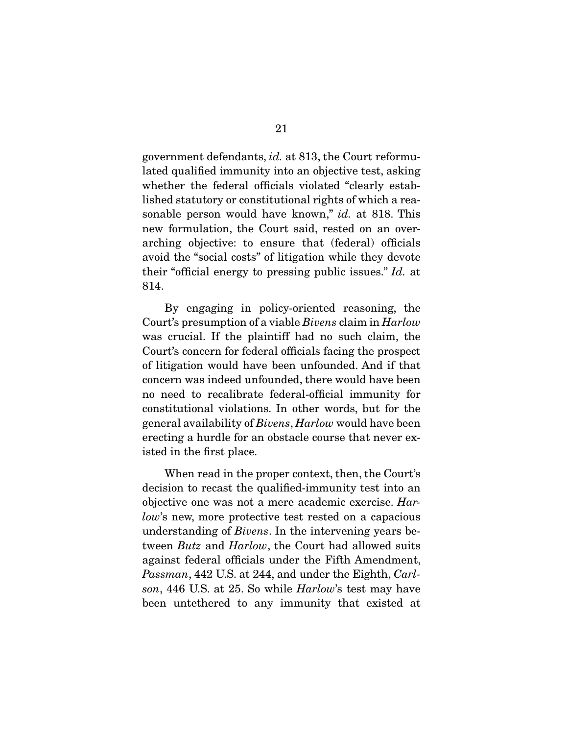government defendants, *id.* at 813, the Court reformulated qualified immunity into an objective test, asking whether the federal officials violated "clearly established statutory or constitutional rights of which a reasonable person would have known," *id.* at 818. This new formulation, the Court said, rested on an overarching objective: to ensure that (federal) officials avoid the "social costs" of litigation while they devote their "official energy to pressing public issues." *Id.* at 814.

By engaging in policy-oriented reasoning, the Court's presumption of a viable *Bivens* claim in *Harlow* was crucial. If the plaintiff had no such claim, the Court's concern for federal officials facing the prospect of litigation would have been unfounded. And if that concern was indeed unfounded, there would have been no need to recalibrate federal-official immunity for constitutional violations. In other words, but for the general availability of *Bivens*, *Harlow* would have been erecting a hurdle for an obstacle course that never existed in the first place.

When read in the proper context, then, the Court's decision to recast the qualified-immunity test into an objective one was not a mere academic exercise. *Harlow*'s new, more protective test rested on a capacious understanding of *Bivens*. In the intervening years between *Butz* and *Harlow*, the Court had allowed suits against federal officials under the Fifth Amendment, *Passman*, 442 U.S. at 244, and under the Eighth, *Carlson*, 446 U.S. at 25. So while *Harlow*'s test may have been untethered to any immunity that existed at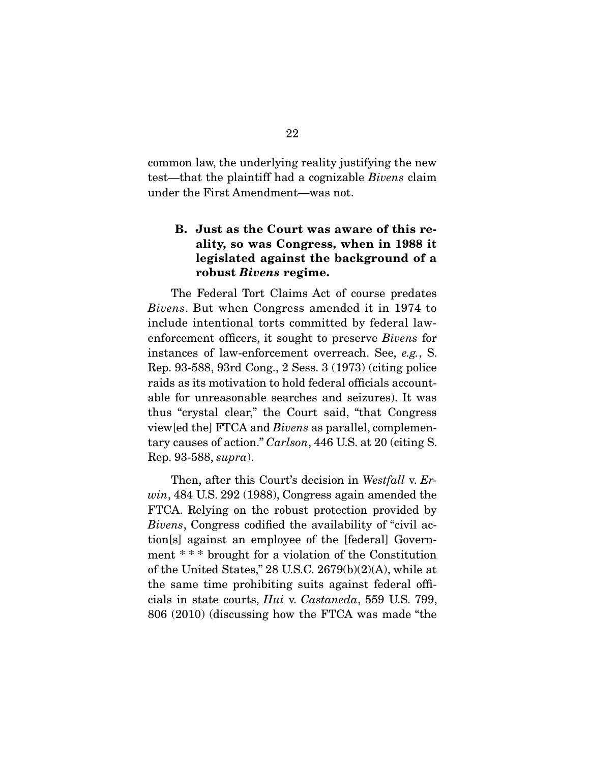common law, the underlying reality justifying the new test—that the plaintiff had a cognizable *Bivens* claim under the First Amendment—was not.

### B. Just as the Court was aware of this reality, so was Congress, when in 1988 it legislated against the background of a robust *Bivens* regime.

The Federal Tort Claims Act of course predates *Bivens*. But when Congress amended it in 1974 to include intentional torts committed by federal law-enforcement officers, it sought to preserve *Bivens* for instances of law-enforcement overreach. See, *e.g.*, S. Rep. 93-588, 93rd Cong., 2 Sess. 3 (1973) (citing police raids as its motivation to hold federal officials accountable for unreasonable searches and seizures). It was thus "crystal clear," the Court said, "that Congress view[ed the] FTCA and *Bivens* as parallel, complementary causes of action." *Carlson*, 446 U.S. at 20 (citing S. Rep. 93-588, *supra*).

Then, after this Court's decision in *Westfall* v. *Erwin*, 484 U.S. 292 (1988), Congress again amended the FTCA. Relying on the robust protection provided by *Bivens*, Congress codified the availability of "civil action[s] against an employee of the [federal] Government * * * brought for a violation of the Constitution of the United States," 28 U.S.C. 2679(b)(2)(A), while at the same time prohibiting suits against federal officials in state courts, *Hui* v. *Castaneda*, 559 U.S. 799, 806 (2010) (discussing how the FTCA was made "the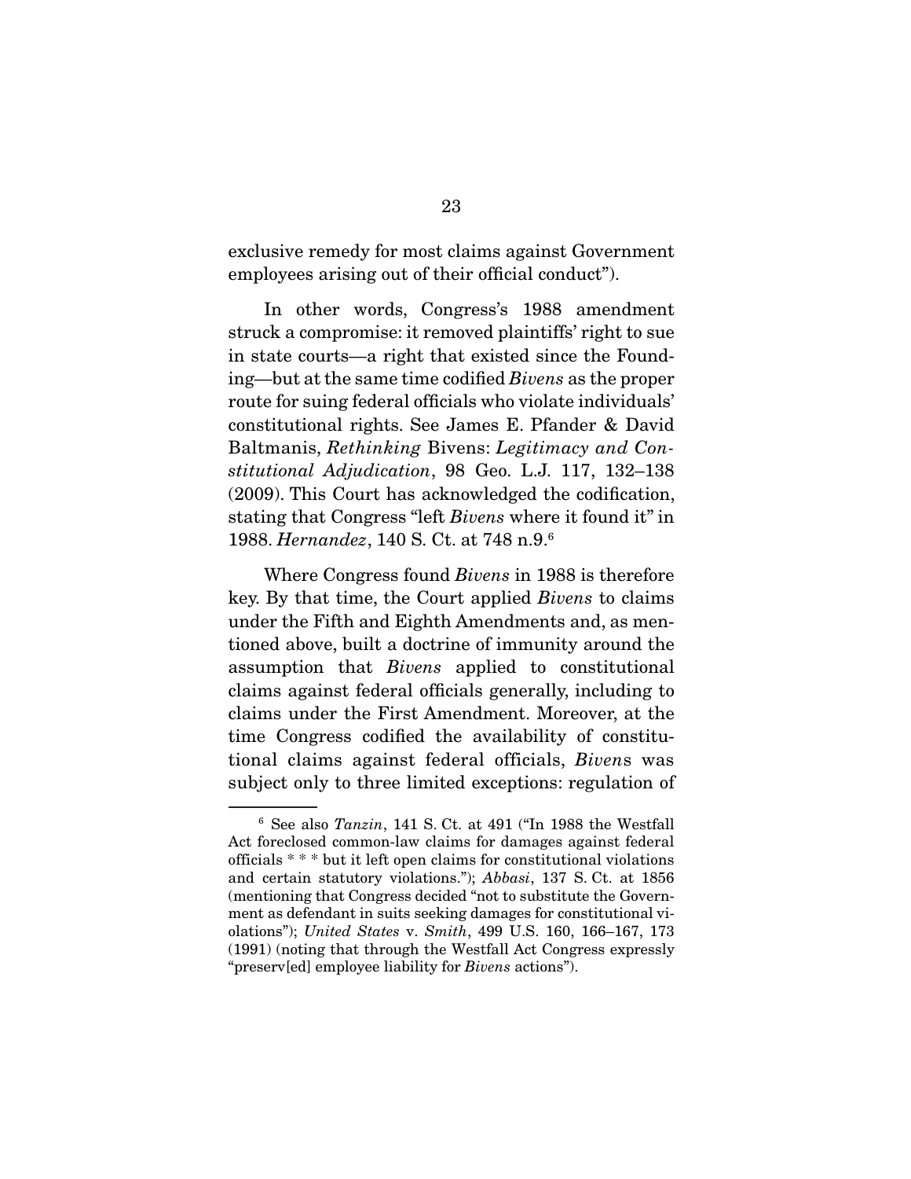exclusive remedy for most claims against Government employees arising out of their official conduct").

In other words, Congress's 1988 amendment struck a compromise: it removed plaintiffs' right to sue in state courts—a right that existed since the Founding—but at the same time codified *Bivens* as the proper route for suing federal officials who violate individuals' constitutional rights. See James E. Pfander & David Baltmanis, *Rethinking* Bivens: *Legitimacy and Constitutional Adjudication*, 98 Geo. L.J. 117, 132–138 (2009). This Court has acknowledged the codification, stating that Congress "left *Bivens* where it found it" in 1988. *Hernandez*, 140 S. Ct. at 748 n.9.[6]

Where Congress found *Bivens* in 1988 is therefore key. By that time, the Court applied *Bivens* to claims under the Fifth and Eighth Amendments and, as mentioned above, built a doctrine of immunity around the assumption that *Bivens* applied to constitutional claims against federal officials generally, including to claims under the First Amendment. Moreover, at the time Congress codified the availability of constitutional claims against federal officials, *Bivens* was subject only to three limited exceptions: regulation of

---

[6] See also *Tanzin*, 141 S. Ct. at 491 ("In 1988 the Westfall Act foreclosed common-law claims for damages against federal officials * * * but it left open claims for constitutional violations and certain statutory violations."); *Abbasi*, 137 S. Ct. at 1856 (mentioning that Congress decided "not to substitute the Government as defendant in suits seeking damages for constitutional violations"); *United States* v. *Smith*, 499 U.S. 160, 166–167, 173 (1991) (noting that through the Westfall Act Congress expressly "preserv[ed] employee liability for *Bivens* actions").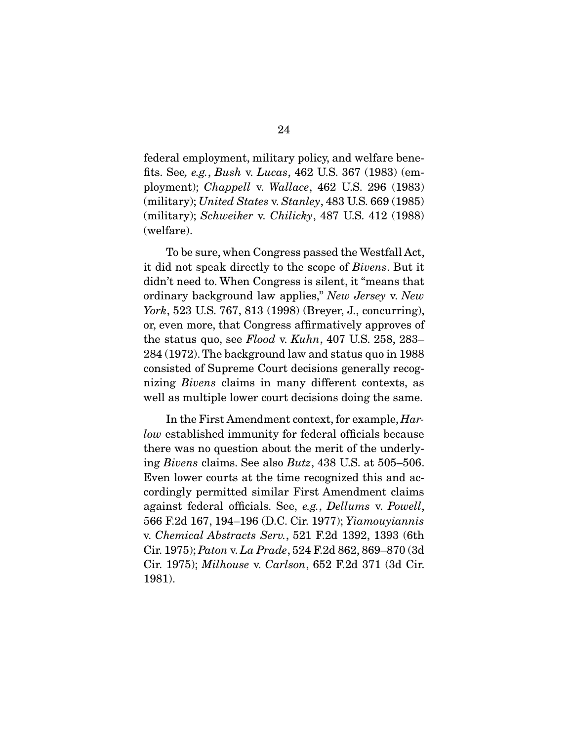federal employment, military policy, and welfare benefits. See*, e.g.*, *Bush* v. *Lucas*, 462 U.S. 367 (1983) (employment); *Chappell* v. *Wallace*, 462 U.S. 296 (1983) (military); *United States* v. *Stanley*, 483 U.S. 669 (1985) (military); *Schweiker* v. *Chilicky*, 487 U.S. 412 (1988) (welfare).

To be sure, when Congress passed the Westfall Act, it did not speak directly to the scope of *Bivens*. But it didn't need to. When Congress is silent, it "means that ordinary background law applies," *New Jersey* v. *New York*, 523 U.S. 767, 813 (1998) (Breyer, J., concurring), or, even more, that Congress affirmatively approves of the status quo, see *Flood* v. *Kuhn*, 407 U.S. 258, 283–284 (1972). The background law and status quo in 1988 consisted of Supreme Court decisions generally recognizing *Bivens* claims in many different contexts, as well as multiple lower court decisions doing the same.

In the First Amendment context, for example, *Harlow* established immunity for federal officials because there was no question about the merit of the underlying *Bivens* claims. See also *Butz*, 438 U.S. at 505–506. Even lower courts at the time recognized this and accordingly permitted similar First Amendment claims against federal officials. See, *e.g.*, *Dellums* v. *Powell*, 566 F.2d 167, 194–196 (D.C. Cir. 1977); *Yiamouyiannis* v. *Chemical Abstracts Serv.*, 521 F.2d 1392, 1393 (6th Cir. 1975); *Paton* v. *La Prade*, 524 F.2d 862, 869–870 (3d Cir. 1975); *Milhouse* v. *Carlson*, 652 F.2d 371 (3d Cir. 1981).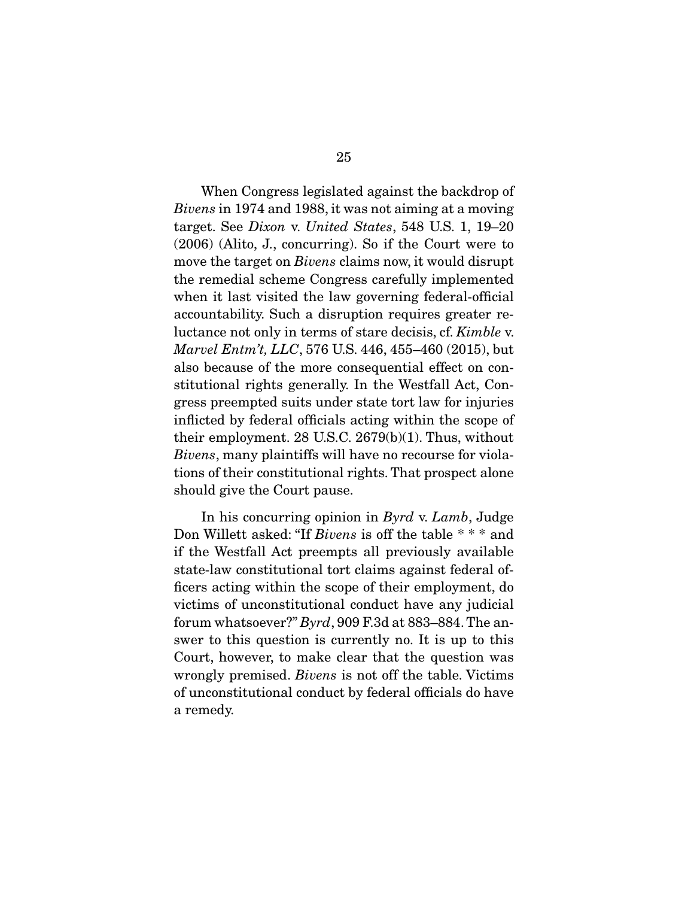When Congress legislated against the backdrop of *Bivens* in 1974 and 1988, it was not aiming at a moving target. See *Dixon* v. *United States*, 548 U.S. 1, 19–20 (2006) (Alito, J., concurring). So if the Court were to move the target on *Bivens* claims now, it would disrupt the remedial scheme Congress carefully implemented when it last visited the law governing federal-official accountability. Such a disruption requires greater reluctance not only in terms of stare decisis, cf. *Kimble* v. *Marvel Entm't, LLC*, 576 U.S. 446, 455–460 (2015), but also because of the more consequential effect on constitutional rights generally. In the Westfall Act, Congress preempted suits under state tort law for injuries inflicted by federal officials acting within the scope of their employment. 28 U.S.C. 2679(b)(1). Thus, without *Bivens*, many plaintiffs will have no recourse for violations of their constitutional rights. That prospect alone should give the Court pause.

In his concurring opinion in *Byrd* v. *Lamb*, Judge Don Willett asked: "If *Bivens* is off the table * * * and if the Westfall Act preempts all previously available state-law constitutional tort claims against federal officers acting within the scope of their employment, do victims of unconstitutional conduct have any judicial forum whatsoever?" *Byrd*, 909 F.3d at 883–884. The answer to this question is currently no. It is up to this Court, however, to make clear that the question was wrongly premised. *Bivens* is not off the table. Victims of unconstitutional conduct by federal officials do have a remedy.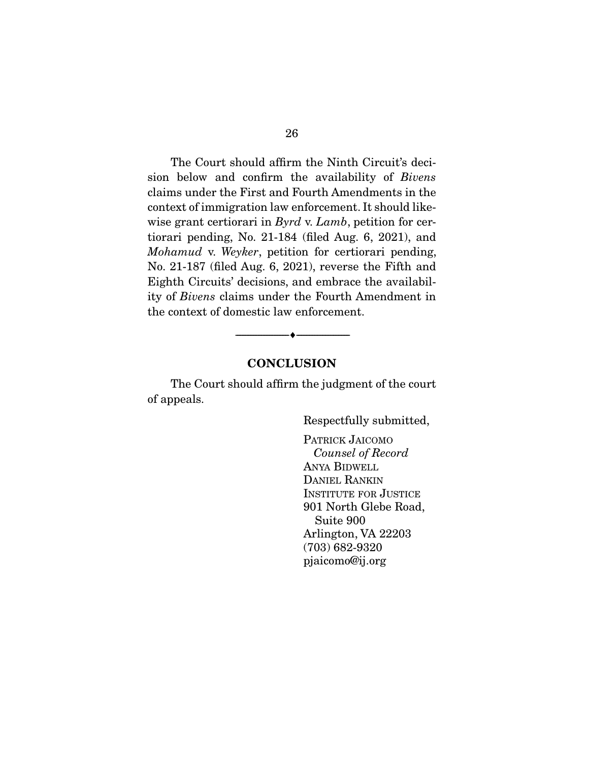The Court should affirm the Ninth Circuit's decision below and confirm the availability of *Bivens* claims under the First and Fourth Amendments in the context of immigration law enforcement. It should likewise grant certiorari in *Byrd* v. *Lamb*, petition for certiorari pending, No. 21-184 (filed Aug. 6, 2021), and *Mohamud* v. *Weyker*, petition for certiorari pending, No. 21-187 (filed Aug. 6, 2021), reverse the Fifth and Eighth Circuits' decisions, and embrace the availability of *Bivens* claims under the Fourth Amendment in the context of domestic law enforcement.

---

## CONCLUSION

The Court should affirm the judgment of the court of appeals.

Respectfully submitted,

PATRICK JAICOMO
*Counsel of Record*
ANYA BIDWELL
DANIEL RANKIN
INSTITUTE FOR JUSTICE
901 North Glebe Road,
Suite 900
Arlington, VA 22203
(703) 682-9320
pjaicomo@ij.org